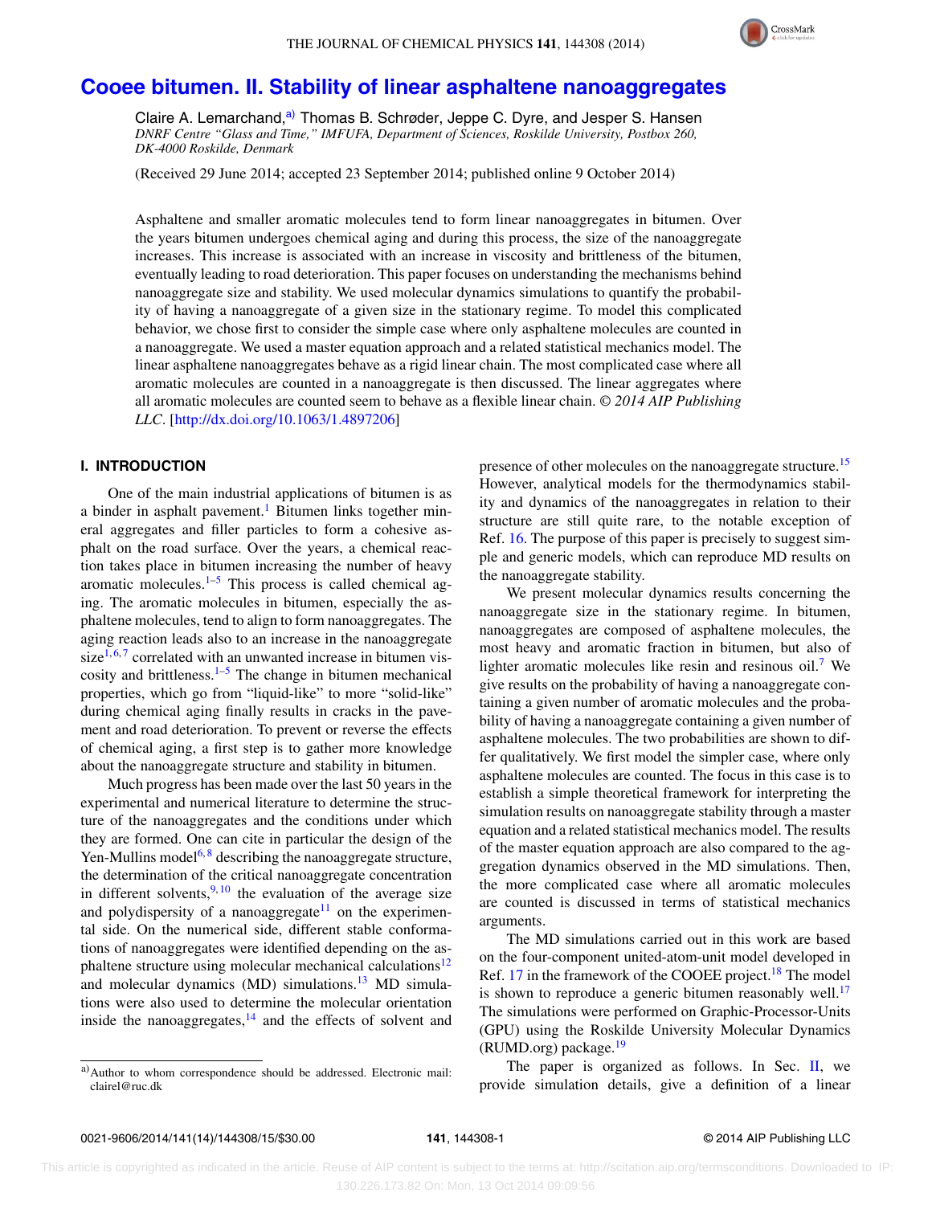# Cooee bitumen. II. Stability of linear asphaltene nanoaggregates

Claire A. Lemarchand,[a)] Thomas B. Schrøder, Jeppe C. Dyre, and Jesper S. Hansen

*DNRF Centre "Glass and Time," IMFUFA, Department of Sciences, Roskilde University, Postbox 260, DK-4000 Roskilde, Denmark*

(Received 29 June 2014; accepted 23 September 2014; published online 9 October 2014)

Asphaltene and smaller aromatic molecules tend to form linear nanoaggregates in bitumen. Over the years bitumen undergoes chemical aging and during this process, the size of the nanoaggregate increases. This increase is associated with an increase in viscosity and brittleness of the bitumen, eventually leading to road deterioration. This paper focuses on understanding the mechanisms behind nanoaggregate size and stability. We used molecular dynamics simulations to quantify the probability of having a nanoaggregate of a given size in the stationary regime. To model this complicated behavior, we chose first to consider the simple case where only asphaltene molecules are counted in a nanoaggregate. We used a master equation approach and a related statistical mechanics model. The linear asphaltene nanoaggregates behave as a rigid linear chain. The most complicated case where all aromatic molecules are counted in a nanoaggregate is then discussed. The linear aggregates where all aromatic molecules are counted seem to behave as a flexible linear chain. *© 2014 AIP Publishing LLC*. [http://dx.doi.org/10.1063/1.4897206]

## I. INTRODUCTION

One of the main industrial applications of bitumen is as a binder in asphalt pavement.[1] Bitumen links together mineral aggregates and filler particles to form a cohesive asphalt on the road surface. Over the years, a chemical reaction takes place in bitumen increasing the number of heavy aromatic molecules.[1–5] This process is called chemical aging. The aromatic molecules in bitumen, especially the asphaltene molecules, tend to align to form nanoaggregates. The aging reaction leads also to an increase in the nanoaggregate size[1,6,7] correlated with an unwanted increase in bitumen viscosity and brittleness.[1–5] The change in bitumen mechanical properties, which go from "liquid-like" to more "solid-like" during chemical aging finally results in cracks in the pavement and road deterioration. To prevent or reverse the effects of chemical aging, a first step is to gather more knowledge about the nanoaggregate structure and stability in bitumen.

Much progress has been made over the last 50 years in the experimental and numerical literature to determine the structure of the nanoaggregates and the conditions under which they are formed. One can cite in particular the design of the Yen-Mullins model[6,8] describing the nanoaggregate structure, the determination of the critical nanoaggregate concentration in different solvents,[9,10] the evaluation of the average size and polydispersity of a nanoaggregate[11] on the experimental side. On the numerical side, different stable conformations of nanoaggregates were identified depending on the asphaltene structure using molecular mechanical calculations[12] and molecular dynamics (MD) simulations.[13] MD simulations were also used to determine the molecular orientation inside the nanoaggregates,[14] and the effects of solvent and presence of other molecules on the nanoaggregate structure.[15] However, analytical models for the thermodynamics stability and dynamics of the nanoaggregates in relation to their structure are still quite rare, to the notable exception of Ref. 16. The purpose of this paper is precisely to suggest simple and generic models, which can reproduce MD results on the nanoaggregate stability.

We present molecular dynamics results concerning the nanoaggregate size in the stationary regime. In bitumen, nanoaggregates are composed of asphaltene molecules, the most heavy and aromatic fraction in bitumen, but also of lighter aromatic molecules like resin and resinous oil.[7] We give results on the probability of having a nanoaggregate containing a given number of aromatic molecules and the probability of having a nanoaggregate containing a given number of asphaltene molecules. The two probabilities are shown to differ qualitatively. We first model the simpler case, where only asphaltene molecules are counted. The focus in this case is to establish a simple theoretical framework for interpreting the simulation results on nanoaggregate stability through a master equation and a related statistical mechanics model. The results of the master equation approach are also compared to the aggregation dynamics observed in the MD simulations. Then, the more complicated case where all aromatic molecules are counted is discussed in terms of statistical mechanics arguments.

The MD simulations carried out in this work are based on the four-component united-atom-unit model developed in Ref. 17 in the framework of the COOEE project.[18] The model is shown to reproduce a generic bitumen reasonably well.[17] The simulations were performed on Graphic-Processor-Units (GPU) using the Roskilde University Molecular Dynamics (RUMD.org) package.[19]

The paper is organized as follows. In Sec. II, we provide simulation details, give a definition of a linear

a) Author to whom correspondence should be addressed. Electronic mail: clairel@ruc.dk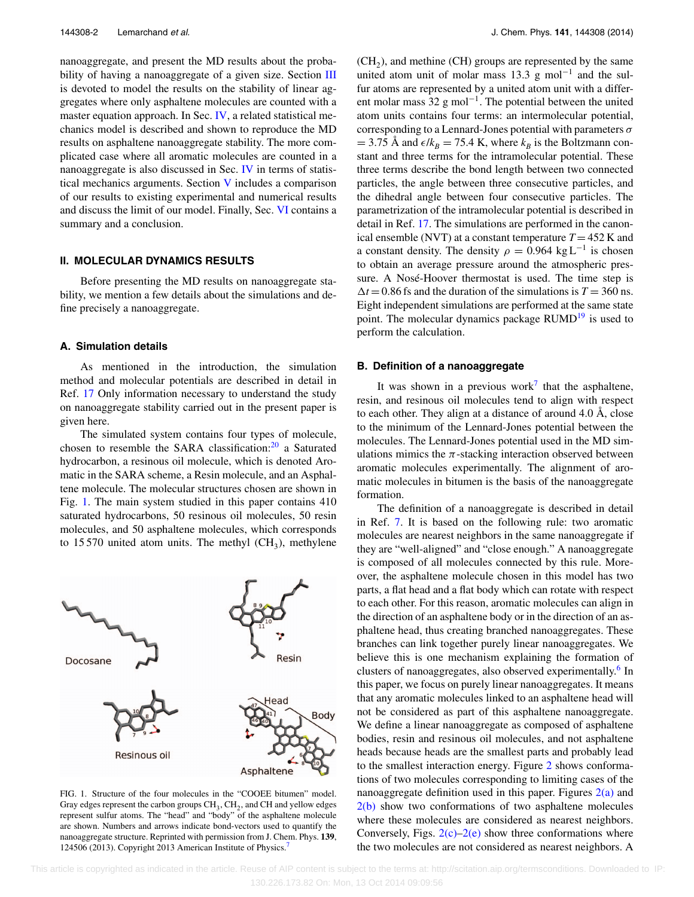nanoaggregate, and present the MD results about the probability of having a nanoaggregate of a given size. Section III is devoted to model the results on the stability of linear aggregates where only asphaltene molecules are counted with a master equation approach. In Sec. IV, a related statistical mechanics model is described and shown to reproduce the MD results on asphaltene nanoaggregate stability. The more complicated case where all aromatic molecules are counted in a nanoaggregate is also discussed in Sec. IV in terms of statistical mechanics arguments. Section V includes a comparison of our results to existing experimental and numerical results and discuss the limit of our model. Finally, Sec. VI contains a summary and a conclusion.

## II. MOLECULAR DYNAMICS RESULTS

Before presenting the MD results on nanoaggregate stability, we mention a few details about the simulations and define precisely a nanoaggregate.

### A. Simulation details

As mentioned in the introduction, the simulation method and molecular potentials are described in detail in Ref. 17 Only information necessary to understand the study on nanoaggregate stability carried out in the present paper is given here.

The simulated system contains four types of molecule, chosen to resemble the SARA classification:[20] a Saturated hydrocarbon, a resinous oil molecule, which is denoted Aromatic in the SARA scheme, a Resin molecule, and an Asphaltene molecule. The molecular structures chosen are shown in Fig. 1. The main system studied in this paper contains 410 saturated hydrocarbons, 50 resinous oil molecules, 50 resin molecules, and 50 asphaltene molecules, which corresponds to 15 570 united atom units. The methyl ($CH_3$), methylene ($CH_2$), and methine (CH) groups are represented by the same united atom unit of molar mass 13.3 g mol$^{-1}$ and the sulfur atoms are represented by a united atom unit with a different molar mass 32 g mol$^{-1}$. The potential between the united atom units contains four terms: an intermolecular potential, corresponding to a Lennard-Jones potential with parameters $\sigma = 3.75$ Å and $\epsilon/k_B = 75.4$ K, where $k_B$ is the Boltzmann constant and three terms for the intramolecular potential. These three terms describe the bond length between two connected particles, the angle between three consecutive particles, and the dihedral angle between four consecutive particles. The parametrization of the intramolecular potential is described in detail in Ref. 17. The simulations are performed in the canonical ensemble (NVT) at a constant temperature $T = 452$ K and a constant density. The density $\rho = 0.964$ kg L$^{-1}$ is chosen to obtain an average pressure around the atmospheric pressure. A Nosé-Hoover thermostat is used. The time step is $\Delta t = 0.86$ fs and the duration of the simulations is $T = 360$ ns. Eight independent simulations are performed at the same state point. The molecular dynamics package RUMD[19] is used to perform the calculation.

FIG. 1. Structure of the four molecules in the "COOEE bitumen" model. Gray edges represent the carbon groups $CH_3$, $CH_2$, and CH and yellow edges represent sulfur atoms. The "head" and "body" of the asphaltene molecule are shown. Numbers and arrows indicate bond-vectors used to quantify the nanoaggregate structure. Reprinted with permission from J. Chem. Phys. **139**, 124506 (2013). Copyright 2013 American Institute of Physics.[7]

### B. Definition of a nanoaggregate

It was shown in a previous work[7] that the asphaltene, resin, and resinous oil molecules tend to align with respect to each other. They align at a distance of around 4.0 Å, close to the minimum of the Lennard-Jones potential between the molecules. The Lennard-Jones potential used in the MD simulations mimics the $\pi$-stacking interaction observed between aromatic molecules experimentally. The alignment of aromatic molecules in bitumen is the basis of the nanoaggregate formation.

The definition of a nanoaggregate is described in detail in Ref. 7. It is based on the following rule: two aromatic molecules are nearest neighbors in the same nanoaggregate if they are "well-aligned" and "close enough." A nanoaggregate is composed of all molecules connected by this rule. Moreover, the asphaltene molecule chosen in this model has two parts, a flat head and a flat body which can rotate with respect to each other. For this reason, aromatic molecules can align in the direction of an asphaltene body or in the direction of an asphaltene head, thus creating branched nanoaggregates. These branches can link together purely linear nanoaggregates. We believe this is one mechanism explaining the formation of clusters of nanoaggregates, also observed experimentally.[6] In this paper, we focus on purely linear nanoaggregates. It means that any aromatic molecules linked to an asphaltene head will not be considered as part of this asphaltene nanoaggregate. We define a linear nanoaggregate as composed of asphaltene bodies, resin and resinous oil molecules, and not asphaltene heads because heads are the smallest parts and probably lead to the smallest interaction energy. Figure 2 shows conformations of two molecules corresponding to limiting cases of the nanoaggregate definition used in this paper. Figures 2(a) and 2(b) show two conformations of two asphaltene molecules where these molecules are considered as nearest neighbors. Conversely, Figs. 2(c)–2(e) show three conformations where the two molecules are not considered as nearest neighbors. A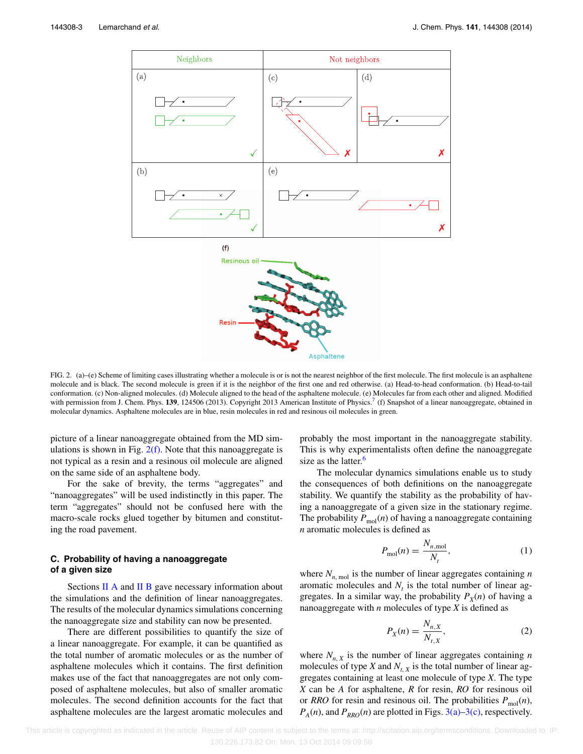FIG. 2. (a)–(e) Scheme of limiting cases illustrating whether a molecule is or is not the nearest neighbor of the first molecule. The first molecule is an asphaltene molecule and is black. The second molecule is green if it is the neighbor of the first one and red otherwise. (a) Head-to-head conformation. (b) Head-to-tail conformation. (c) Non-aligned molecules. (d) Molecule aligned to the head of the asphaltene molecule. (e) Molecules far from each other and aligned. Modified with permission from J. Chem. Phys. **139**, 124506 (2013). Copyright 2013 American Institute of Physics.[7] (f) Snapshot of a linear nanoaggregate, obtained in molecular dynamics. Asphaltene molecules are in blue, resin molecules in red and resinous oil molecules in green.

picture of a linear nanoaggregate obtained from the MD simulations is shown in Fig. 2(f). Note that this nanoaggregate is not typical as a resin and a resinous oil molecule are aligned on the same side of an asphaltene body.

For the sake of brevity, the terms "aggregates" and "nanoaggregates" will be used indistinctly in this paper. The term "aggregates" should not be confused here with the macro-scale rocks glued together by bitumen and constituting the road pavement.

### C. Probability of having a nanoaggregate of a given size

Sections II A and II B gave necessary information about the simulations and the definition of linear nanoaggregates. The results of the molecular dynamics simulations concerning the nanoaggregate size and stability can now be presented.

There are different possibilities to quantify the size of a linear nanoaggregate. For example, it can be quantified as the total number of aromatic molecules or as the number of asphaltene molecules which it contains. The first definition makes use of the fact that nanoaggregates are not only composed of asphaltene molecules, but also of smaller aromatic molecules. The second definition accounts for the fact that asphaltene molecules are the largest aromatic molecules and probably the most important in the nanoaggregate stability. This is why experimentalists often define the nanoaggregate size as the latter.[6]

The molecular dynamics simulations enable us to study the consequences of both definitions on the nanoaggregate stability. We quantify the stability as the probability of having a nanoaggregate of a given size in the stationary regime. The probability $P_{\mathrm{mol}}(n)$ of having a nanoaggregate containing $n$ aromatic molecules is defined as

$$P_{\mathrm{mol}}(n) = \frac{N_{n,\mathrm{mol}}}{N_t}, \tag{1}$$

where $N_{n,\mathrm{mol}}$ is the number of linear aggregates containing $n$ aromatic molecules and $N_t$ is the total number of linear aggregates. In a similar way, the probability $P_X(n)$ of having a nanoaggregate with $n$ molecules of type $X$ is defined as

$$P_X(n) = \frac{N_{n,X}}{N_{t,X}}, \tag{2}$$

where $N_{n,X}$ is the number of linear aggregates containing $n$ molecules of type $X$ and $N_{t,X}$ is the total number of linear aggregates containing at least one molecule of type $X$. The type $X$ can be $A$ for asphaltene, $R$ for resin, $RO$ for resinous oil or $RRO$ for resin and resinous oil. The probabilities $P_{\mathrm{mol}}(n)$, $P_A(n)$, and $P_{RRO}(n)$ are plotted in Figs. 3(a)–3(c), respectively.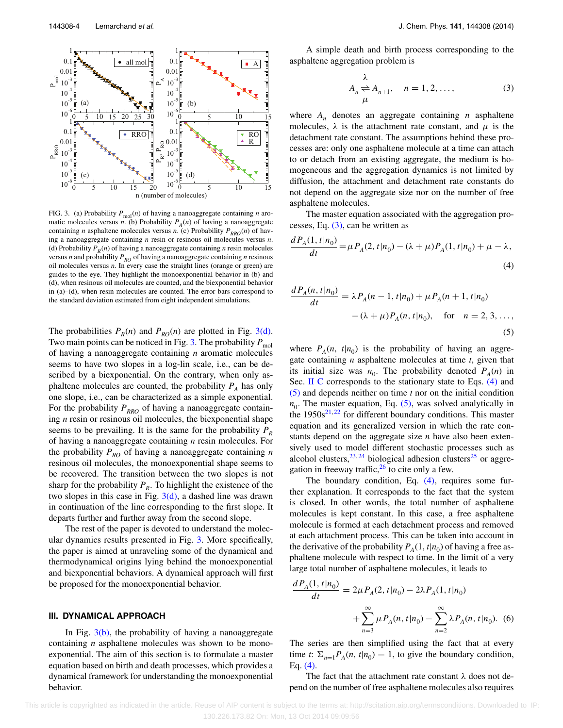FIG. 3. (a) Probability $P_{mol}(n)$ of having a nanoaggregate containing $n$ aromatic molecules versus $n$. (b) Probability $P_A(n)$ of having a nanoaggregate containing $n$ asphaltene molecules versus $n$. (c) Probability $P_{RRO}(n)$ of having a nanoaggregate containing $n$ resin or resinous oil molecules versus $n$. (d) Probability $P_R(n)$ of having a nanoaggregate containing $n$ resin molecules versus $n$ and probability $P_{RO}$ of having a nanoaggregate containing $n$ resinous oil molecules versus $n$. In every case the straight lines (orange or green) are guides to the eye. They highlight the monoexponential behavior in (b) and (d), when resinous oil molecules are counted, and the biexponential behavior in (a)–(d), when resin molecules are counted. The error bars correspond to the standard deviation estimated from eight independent simulations.

The probabilities $P_R(n)$ and $P_{RO}(n)$ are plotted in Fig. 3(d). Two main points can be noticed in Fig. 3. The probability $P_{mol}$ of having a nanoaggregate containing $n$ aromatic molecules seems to have two slopes in a log-lin scale, i.e., can be described by a biexponential. On the contrary, when only asphaltene molecules are counted, the probability $P_A$ has only one slope, i.e., can be characterized as a simple exponential. For the probability $P_{RRO}$ of having a nanoaggregate containing $n$ resin or resinous oil molecules, the biexponential shape seems to be prevailing. It is the same for the probability $P_R$ of having a nanoaggregate containing $n$ resin molecules. For the probability $P_{RO}$ of having a nanoaggregate containing $n$ resinous oil molecules, the monoexponential shape seems to be recovered. The transition between the two slopes is not sharp for the probability $P_R$. To highlight the existence of the two slopes in this case in Fig. 3(d), a dashed line was drawn in continuation of the line corresponding to the first slope. It departs further and further away from the second slope.

The rest of the paper is devoted to understand the molecular dynamics results presented in Fig. 3. More specifically, the paper is aimed at unraveling some of the dynamical and thermodynamical origins lying behind the monoexponential and biexponential behaviors. A dynamical approach will first be proposed for the monoexponential behavior.

## III. DYNAMICAL APPROACH

In Fig. 3(b), the probability of having a nanoaggregate containing $n$ asphaltene molecules was shown to be monoexponential. The aim of this section is to formulate a master equation based on birth and death processes, which provides a dynamical framework for understanding the monoexponential behavior.

A simple death and birth process corresponding to the asphaltene aggregation problem is

$$A_n \underset{\mu}{\overset{\lambda}{\rightleftharpoons}} A_{n+1}, \quad n = 1, 2, \ldots, \tag{3}$$

where $A_n$ denotes an aggregate containing $n$ asphaltene molecules, $\lambda$ is the attachment rate constant, and $\mu$ is the detachment rate constant. The assumptions behind these processes are: only one asphaltene molecule at a time can attach to or detach from an existing aggregate, the medium is homogeneous and the aggregation dynamics is not limited by diffusion, the attachment and detachment rate constants do not depend on the aggregate size nor on the number of free asphaltene molecules.

The master equation associated with the aggregation processes, Eq. (3), can be written as

$$\frac{dP_A(1, t|n_0)}{dt} = \mu P_A(2, t|n_0) - (\lambda + \mu)P_A(1, t|n_0) + \mu - \lambda, \tag{4}$$

$$\frac{dP_A(n, t|n_0)}{dt} = \lambda P_A(n-1, t|n_0) + \mu P_A(n+1, t|n_0) - (\lambda + \mu)P_A(n, t|n_0), \quad \text{for} \quad n = 2, 3, \ldots, \tag{5}$$

where $P_A(n, t|n_0)$ is the probability of having an aggregate containing $n$ asphaltene molecules at time $t$, given that its initial size was $n_0$. The probability denoted $P_A(n)$ in Sec. II C corresponds to the stationary state to Eqs. (4) and (5) and depends neither on time $t$ nor on the initial condition $n_0$. The master equation, Eq. (5), was solved analytically in the 1950s[21,22] for different boundary conditions. This master equation and its generalized version in which the rate constants depend on the aggregate size $n$ have also been extensively used to model different stochastic processes such as alcohol clusters,[23,24] biological adhesion clusters[25] or aggregation in freeway traffic,[26] to cite only a few.

The boundary condition, Eq. (4), requires some further explanation. It corresponds to the fact that the system is closed. In other words, the total number of asphaltene molecules is kept constant. In this case, a free asphaltene molecule is formed at each detachment process and removed at each attachment process. This can be taken into account in the derivative of the probability $P_A(1, t|n_0)$ of having a free asphaltene molecule with respect to time. In the limit of a very large total number of asphaltene molecules, it leads to

$$\frac{dP_A(1, t|n_0)}{dt} = 2\mu P_A(2, t|n_0) - 2\lambda P_A(1, t|n_0) + \sum_{n=3}^{\infty} \mu P_A(n, t|n_0) - \sum_{n=2}^{\infty} \lambda P_A(n, t|n_0). \tag{6}$$

The series are then simplified using the fact that at every time $t$: $\Sigma_{n=1} P_A(n, t|n_0) = 1$, to give the boundary condition, Eq. (4).

The fact that the attachment rate constant $\lambda$ does not depend on the number of free asphaltene molecules also requires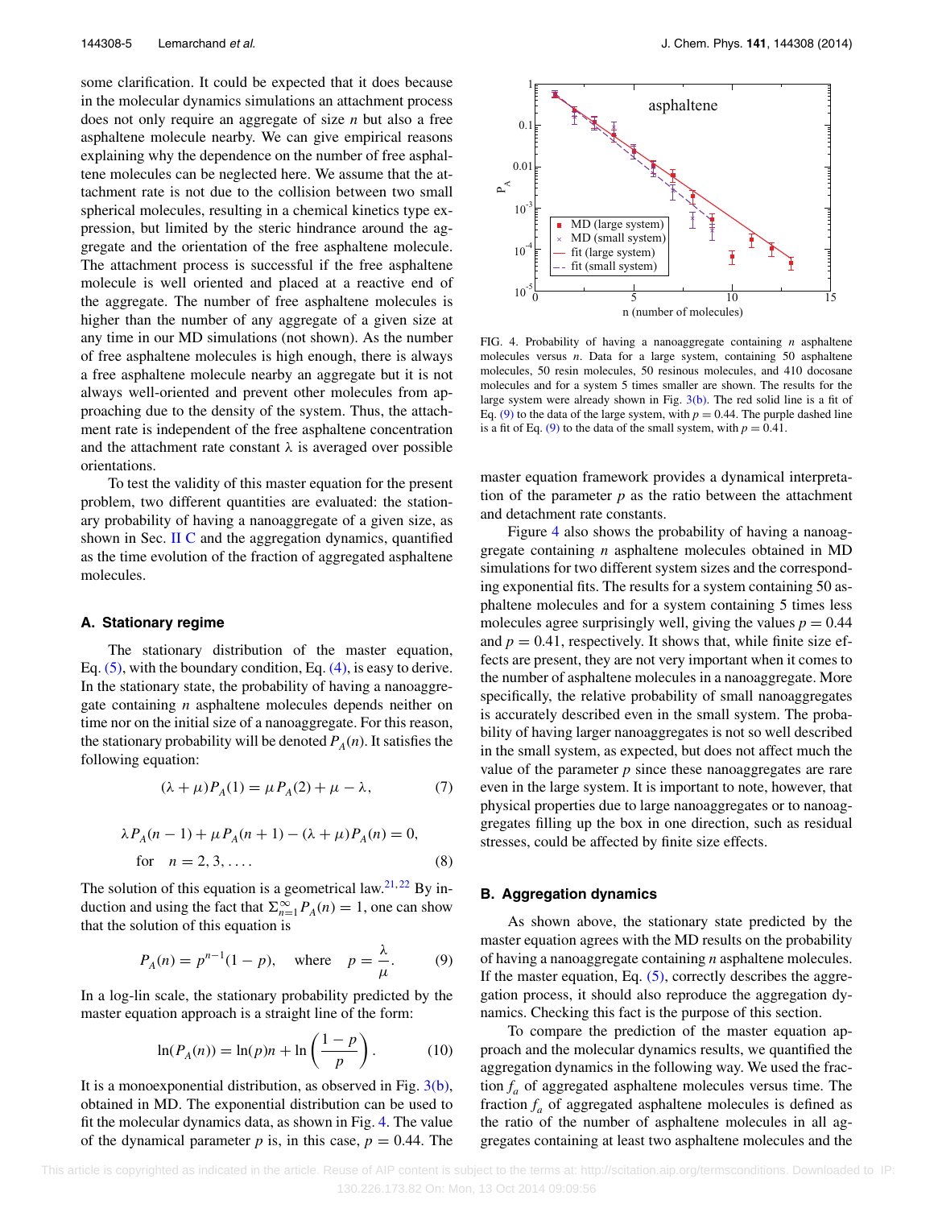some clarification. It could be expected that it does because in the molecular dynamics simulations an attachment process does not only require an aggregate of size $n$ but also a free asphaltene molecule nearby. We can give empirical reasons explaining why the dependence on the number of free asphaltene molecules can be neglected here. We assume that the attachment rate is not due to the collision between two small spherical molecules, resulting in a chemical kinetics type expression, but limited by the steric hindrance around the aggregate and the orientation of the free asphaltene molecule. The attachment process is successful if the free asphaltene molecule is well oriented and placed at a reactive end of the aggregate. The number of free asphaltene molecules is higher than the number of any aggregate of a given size at any time in our MD simulations (not shown). As the number of free asphaltene molecules is high enough, there is always a free asphaltene molecule nearby an aggregate but it is not always well-oriented and prevent other molecules from approaching due to the density of the system. Thus, the attachment rate is independent of the free asphaltene concentration and the attachment rate constant $\lambda$ is averaged over possible orientations.

To test the validity of this master equation for the present problem, two different quantities are evaluated: the stationary probability of having a nanoaggregate of a given size, as shown in Sec. II C and the aggregation dynamics, quantified as the time evolution of the fraction of aggregated asphaltene molecules.

### A. Stationary regime

The stationary distribution of the master equation, Eq. (5), with the boundary condition, Eq. (4), is easy to derive. In the stationary state, the probability of having a nanoaggregate containing $n$ asphaltene molecules depends neither on time nor on the initial size of a nanoaggregate. For this reason, the stationary probability will be denoted $P_A(n)$. It satisfies the following equation:

$$(\lambda + \mu)P_A(1) = \mu P_A(2) + \mu - \lambda, \tag{7}$$

$$\lambda P_A(n-1) + \mu P_A(n+1) - (\lambda + \mu)P_A(n) = 0, \quad \text{for} \quad n = 2, 3, \ldots. \tag{8}$$

The solution of this equation is a geometrical law.[21,22] By induction and using the fact that $\Sigma_{n=1}^{\infty} P_A(n) = 1$, one can show that the solution of this equation is

$$P_A(n) = p^{n-1}(1-p), \quad \text{where} \quad p = \frac{\lambda}{\mu}. \tag{9}$$

In a log-lin scale, the stationary probability predicted by the master equation approach is a straight line of the form:

$$\ln(P_A(n)) = \ln(p)n + \ln\left(\frac{1-p}{p}\right). \tag{10}$$

It is a monoexponential distribution, as observed in Fig. 3(b), obtained in MD. The exponential distribution can be used to fit the molecular dynamics data, as shown in Fig. 4. The value of the dynamical parameter $p$ is, in this case, $p = 0.44$. The master equation framework provides a dynamical interpretation of the parameter $p$ as the ratio between the attachment and detachment rate constants.

FIG. 4. Probability of having a nanoaggregate containing $n$ asphaltene molecules versus $n$. Data for a large system, containing 50 asphaltene molecules, 50 resin molecules, 50 resinous molecules, and 410 docosane molecules and for a system 5 times smaller are shown. The results for the large system were already shown in Fig. 3(b). The red solid line is a fit of Eq. (9) to the data of the large system, with $p = 0.44$. The purple dashed line is a fit of Eq. (9) to the data of the small system, with $p = 0.41$.

Figure 4 also shows the probability of having a nanoaggregate containing $n$ asphaltene molecules obtained in MD simulations for two different system sizes and the corresponding exponential fits. The results for a system containing 50 asphaltene molecules and for a system containing 5 times less molecules agree surprisingly well, giving the values $p = 0.44$ and $p = 0.41$, respectively. It shows that, while finite size effects are present, they are not very important when it comes to the number of asphaltene molecules in a nanoaggregate. More specifically, the relative probability of small nanoaggregates is accurately described even in the small system. The probability of having larger nanoaggregates is not so well described in the small system, as expected, but does not affect much the value of the parameter $p$ since these nanoaggregates are rare even in the large system. It is important to note, however, that physical properties due to large nanoaggregates or to nanoaggregates filling up the box in one direction, such as residual stresses, could be affected by finite size effects.

### B. Aggregation dynamics

As shown above, the stationary state predicted by the master equation agrees with the MD results on the probability of having a nanoaggregate containing $n$ asphaltene molecules. If the master equation, Eq. (5), correctly describes the aggregation process, it should also reproduce the aggregation dynamics. Checking this fact is the purpose of this section.

To compare the prediction of the master equation approach and the molecular dynamics results, we quantified the aggregation dynamics in the following way. We used the fraction $f_a$ of aggregated asphaltene molecules versus time. The fraction $f_a$ of aggregated asphaltene molecules is defined as the ratio of the number of asphaltene molecules in all aggregates containing at least two asphaltene molecules and the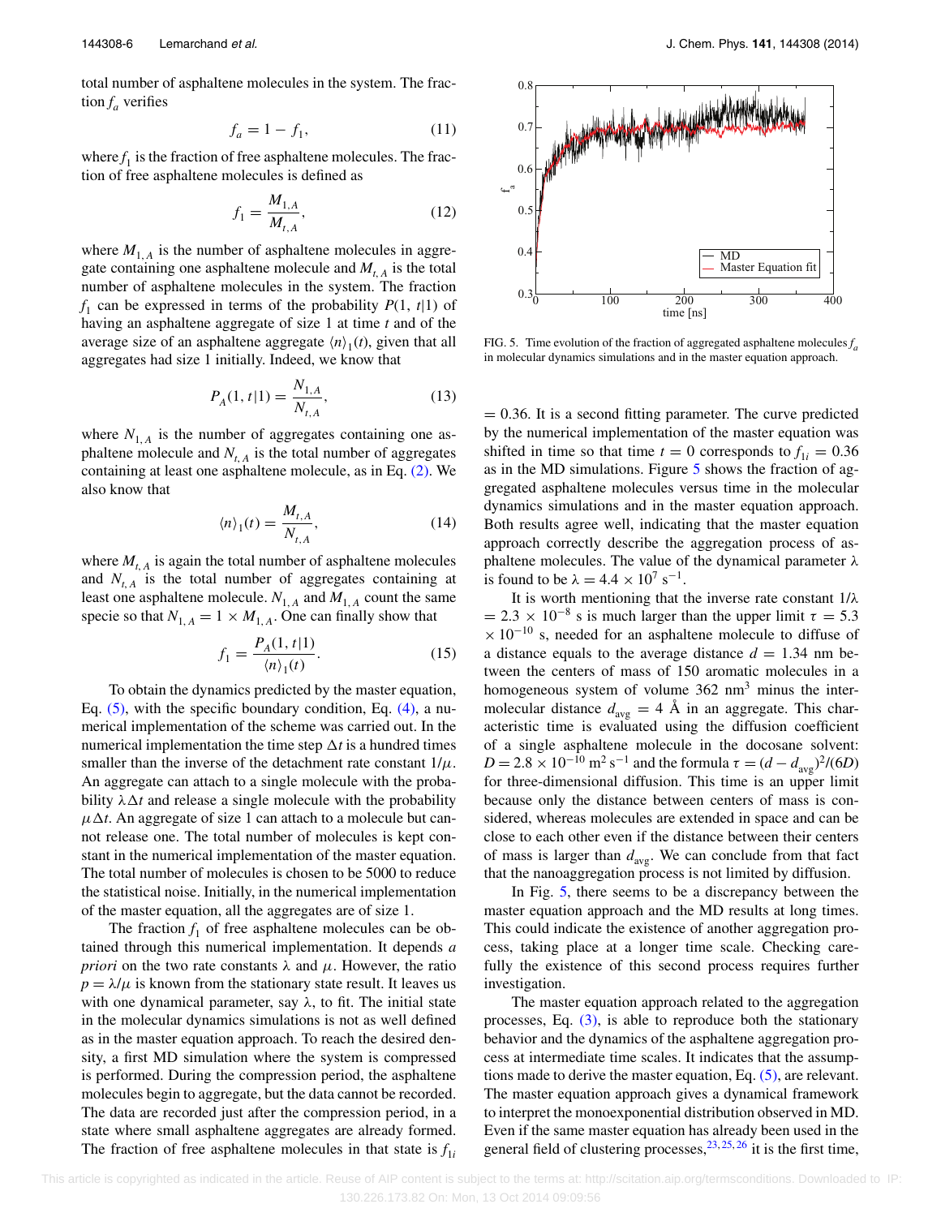total number of asphaltene molecules in the system. The fraction $f_a$ verifies

$$f_a = 1 - f_1, \tag{11}$$

where $f_1$ is the fraction of free asphaltene molecules. The fraction of free asphaltene molecules is defined as

$$f_1 = \frac{M_{1,A}}{M_{t,A}}, \tag{12}$$

where $M_{1,A}$ is the number of asphaltene molecules in aggregate containing one asphaltene molecule and $M_{t,A}$ is the total number of asphaltene molecules in the system. The fraction $f_1$ can be expressed in terms of the probability $P(1, t|1)$ of having an asphaltene aggregate of size 1 at time $t$ and of the average size of an asphaltene aggregate $\langle n \rangle_1(t)$, given that all aggregates had size 1 initially. Indeed, we know that

$$P_A(1, t|1) = \frac{N_{1,A}}{N_{t,A}}, \tag{13}$$

where $N_{1,A}$ is the number of aggregates containing one asphaltene molecule and $N_{t,A}$ is the total number of aggregates containing at least one asphaltene molecule, as in Eq. (2). We also know that

$$\langle n \rangle_1(t) = \frac{M_{t,A}}{N_{t,A}}, \tag{14}$$

where $M_{t,A}$ is again the total number of asphaltene molecules and $N_{t,A}$ is the total number of aggregates containing at least one asphaltene molecule. $N_{1,A}$ and $M_{1,A}$ count the same specie so that $N_{1,A} = 1 \times M_{1,A}$. One can finally show that

$$f_1 = \frac{P_A(1, t|1)}{\langle n \rangle_1(t)}. \tag{15}$$

To obtain the dynamics predicted by the master equation, Eq. (5), with the specific boundary condition, Eq. (4), a numerical implementation of the scheme was carried out. In the numerical implementation the time step $\Delta t$ is a hundred times smaller than the inverse of the detachment rate constant $1/\mu$. An aggregate can attach to a single molecule with the probability $\lambda\Delta t$ and release a single molecule with the probability $\mu\Delta t$. An aggregate of size 1 can attach to a molecule but cannot release one. The total number of molecules is kept constant in the numerical implementation of the master equation. The total number of molecules is chosen to be 5000 to reduce the statistical noise. Initially, in the numerical implementation of the master equation, all the aggregates are of size 1.

The fraction $f_1$ of free asphaltene molecules can be obtained through this numerical implementation. It depends *a priori* on the two rate constants $\lambda$ and $\mu$. However, the ratio $p = \lambda/\mu$ is known from the stationary state result. It leaves us with one dynamical parameter, say $\lambda$, to fit. The initial state in the molecular dynamics simulations is not as well defined as in the master equation approach. To reach the desired density, a first MD simulation where the system is compressed is performed. During the compression period, the asphaltene molecules begin to aggregate, but the data cannot be recorded. The data are recorded just after the compression period, in a state where small asphaltene aggregates are already formed. The fraction of free asphaltene molecules in that state is $f_{1i}$ = 0.36. It is a second fitting parameter. The curve predicted by the numerical implementation of the master equation was shifted in time so that time $t = 0$ corresponds to $f_{1i} = 0.36$ as in the MD simulations. Figure 5 shows the fraction of aggregated asphaltene molecules versus time in the molecular dynamics simulations and in the master equation approach. Both results agree well, indicating that the master equation approach correctly describe the aggregation process of asphaltene molecules. The value of the dynamical parameter $\lambda$ is found to be $\lambda = 4.4 \times 10^7$ s$^{-1}$.

FIG. 5. Time evolution of the fraction of aggregated asphaltene molecules $f_a$ in molecular dynamics simulations and in the master equation approach.

It is worth mentioning that the inverse rate constant $1/\lambda$ = $2.3 \times 10^{-8}$ s is much larger than the upper limit $\tau = 5.3 \times 10^{-10}$ s, needed for an asphaltene molecule to diffuse of a distance equals to the average distance $d = 1.34$ nm between the centers of mass of 150 aromatic molecules in a homogeneous system of volume 362 nm$^3$ minus the intermolecular distance $d_{avg} = 4$ Å in an aggregate. This characteristic time is evaluated using the diffusion coefficient of a single asphaltene molecule in the docosane solvent: $D = 2.8 \times 10^{-10}$ m$^2$ s$^{-1}$ and the formula $\tau = (d - d_{avg})^2/(6D)$ for three-dimensional diffusion. This time is an upper limit because only the distance between centers of mass is considered, whereas molecules are extended in space and can be close to each other even if the distance between their centers of mass is larger than $d_{avg}$. We can conclude from that fact that the nanoaggregation process is not limited by diffusion.

In Fig. 5, there seems to be a discrepancy between the master equation approach and the MD results at long times. This could indicate the existence of another aggregation process, taking place at a longer time scale. Checking carefully the existence of this second process requires further investigation.

The master equation approach related to the aggregation processes, Eq. (3), is able to reproduce both the stationary behavior and the dynamics of the asphaltene aggregation process at intermediate time scales. It indicates that the assumptions made to derive the master equation, Eq. (5), are relevant. The master equation approach gives a dynamical framework to interpret the monoexponential distribution observed in MD. Even if the same master equation has already been used in the general field of clustering processes,[23,25,26] it is the first time,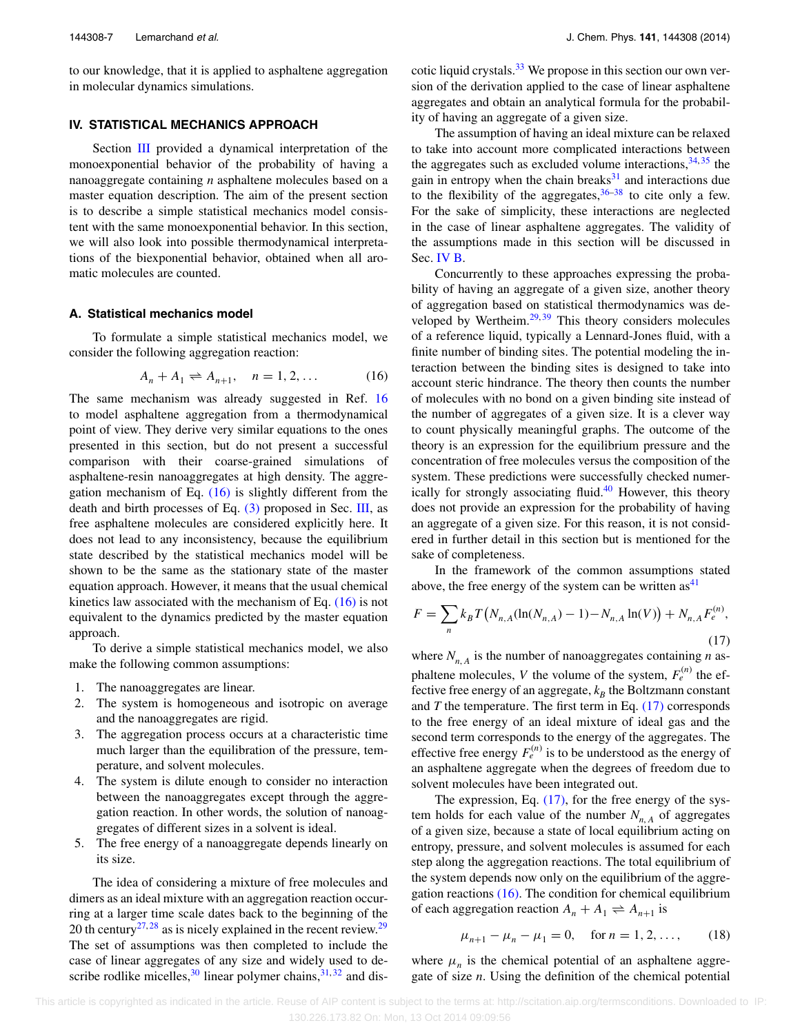to our knowledge, that it is applied to asphaltene aggregation in molecular dynamics simulations.

## IV. STATISTICAL MECHANICS APPROACH

Section III provided a dynamical interpretation of the monoexponential behavior of the probability of having a nanoaggregate containing $n$ asphaltene molecules based on a master equation description. The aim of the present section is to describe a simple statistical mechanics model consistent with the same monoexponential behavior. In this section, we will also look into possible thermodynamical interpretations of the biexponential behavior, obtained when all aromatic molecules are counted.

### A. Statistical mechanics model

To formulate a simple statistical mechanics model, we consider the following aggregation reaction:

$$A_n + A_1 \rightleftharpoons A_{n+1}, \quad n = 1, 2, \ldots \tag{16}$$

The same mechanism was already suggested in Ref. 16 to model asphaltene aggregation from a thermodynamical point of view. They derive very similar equations to the ones presented in this section, but do not present a successful comparison with their coarse-grained simulations of asphaltene-resin nanoaggregates at high density. The aggregation mechanism of Eq. (16) is slightly different from the death and birth processes of Eq. (3) proposed in Sec. III, as free asphaltene molecules are considered explicitly here. It does not lead to any inconsistency, because the equilibrium state described by the statistical mechanics model will be shown to be the same as the stationary state of the master equation approach. However, it means that the usual chemical kinetics law associated with the mechanism of Eq. (16) is not equivalent to the dynamics predicted by the master equation approach.

To derive a simple statistical mechanics model, we also make the following common assumptions:

1. The nanoaggregates are linear.
2. The system is homogeneous and isotropic on average and the nanoaggregates are rigid.
3. The aggregation process occurs at a characteristic time much larger than the equilibration of the pressure, temperature, and solvent molecules.
4. The system is dilute enough to consider no interaction between the nanoaggregates except through the aggregation reaction. In other words, the solution of nanoaggregates of different sizes in a solvent is ideal.
5. The free energy of a nanoaggregate depends linearly on its size.

The idea of considering a mixture of free molecules and dimers as an ideal mixture with an aggregation reaction occurring at a larger time scale dates back to the beginning of the 20 th century[27,28] as is nicely explained in the recent review.[29] The set of assumptions was then completed to include the case of linear aggregates of any size and widely used to describe rodlike micelles,[30] linear polymer chains,[31,32] and discotic liquid crystals.[33] We propose in this section our own version of the derivation applied to the case of linear asphaltene aggregates and obtain an analytical formula for the probability of having an aggregate of a given size.

The assumption of having an ideal mixture can be relaxed to take into account more complicated interactions between the aggregates such as excluded volume interactions,[34,35] the gain in entropy when the chain breaks[31] and interactions due to the flexibility of the aggregates,[36–38] to cite only a few. For the sake of simplicity, these interactions are neglected in the case of linear asphaltene aggregates. The validity of the assumptions made in this section will be discussed in Sec. IV B.

Concurrently to these approaches expressing the probability of having an aggregate of a given size, another theory of aggregation based on statistical thermodynamics was developed by Wertheim.[29,39] This theory considers molecules of a reference liquid, typically a Lennard-Jones fluid, with a finite number of binding sites. The potential modeling the interaction between the binding sites is designed to take into account steric hindrance. The theory then counts the number of molecules with no bond on a given binding site instead of the number of aggregates of a given size. It is a clever way to count physically meaningful graphs. The outcome of the theory is an expression for the equilibrium pressure and the concentration of free molecules versus the composition of the system. These predictions were successfully checked numerically for strongly associating fluid.[40] However, this theory does not provide an expression for the probability of having an aggregate of a given size. For this reason, it is not considered in further detail in this section but is mentioned for the sake of completeness.

In the framework of the common assumptions stated above, the free energy of the system can be written as[41]

$$F = \sum_n k_B T \big( N_{n,A}(\ln(N_{n,A}) - 1) - N_{n,A} \ln(V) \big) + N_{n,A} F_e^{(n)}, \tag{17}$$

where $N_{n,A}$ is the number of nanoaggregates containing $n$ asphaltene molecules, $V$ the volume of the system, $F_e^{(n)}$ the effective free energy of an aggregate, $k_B$ the Boltzmann constant and $T$ the temperature. The first term in Eq. (17) corresponds to the free energy of an ideal mixture of ideal gas and the second term corresponds to the energy of the aggregates. The effective free energy $F_e^{(n)}$ is to be understood as the energy of an asphaltene aggregate when the degrees of freedom due to solvent molecules have been integrated out.

The expression, Eq. (17), for the free energy of the system holds for each value of the number $N_{n,A}$ of aggregates of a given size, because a state of local equilibrium acting on entropy, pressure, and solvent molecules is assumed for each step along the aggregation reactions. The total equilibrium of the system depends now only on the equilibrium of the aggregation reactions (16). The condition for chemical equilibrium of each aggregation reaction $A_n + A_1 \rightleftharpoons A_{n+1}$ is

$$\mu_{n+1} - \mu_n - \mu_1 = 0, \quad \text{for } n = 1, 2, \ldots, \tag{18}$$

where $\mu_n$ is the chemical potential of an asphaltene aggregate of size $n$. Using the definition of the chemical potential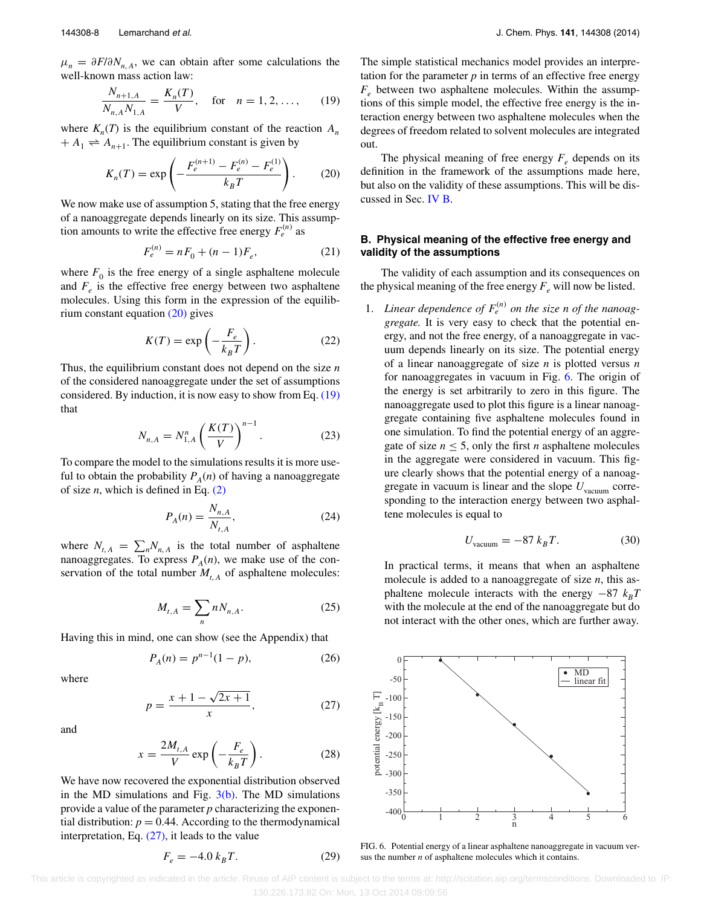$\mu_n = \partial F/\partial N_{n,A}$, we can obtain after some calculations the well-known mass action law:

$$\frac{N_{n+1,A}}{N_{n,A}N_{1,A}} = \frac{K_n(T)}{V}, \quad \text{for} \quad n = 1, 2, \ldots, \tag{19}$$

where $K_n(T)$ is the equilibrium constant of the reaction $A_n + A_1 \rightleftharpoons A_{n+1}$. The equilibrium constant is given by

$$K_n(T) = \exp\left(-\frac{F_e^{(n+1)} - F_e^{(n)} - F_e^{(1)}}{k_B T}\right). \tag{20}$$

We now make use of assumption 5, stating that the free energy of a nanoaggregate depends linearly on its size. This assumption amounts to write the effective free energy $F_e^{(n)}$ as

$$F_e^{(n)} = nF_0 + (n-1)F_e, \tag{21}$$

where $F_0$ is the free energy of a single asphaltene molecule and $F_e$ is the effective free energy between two asphaltene molecules. Using this form in the expression of the equilibrium constant equation (20) gives

$$K(T) = \exp\left(-\frac{F_e}{k_B T}\right). \tag{22}$$

Thus, the equilibrium constant does not depend on the size $n$ of the considered nanoaggregate under the set of assumptions considered. By induction, it is now easy to show from Eq. (19) that

$$N_{n,A} = N_{1,A}^n \left(\frac{K(T)}{V}\right)^{n-1}. \tag{23}$$

To compare the model to the simulations results it is more useful to obtain the probability $P_A(n)$ of having a nanoaggregate of size $n$, which is defined in Eq. (2)

$$P_A(n) = \frac{N_{n,A}}{N_{t,A}}, \tag{24}$$

where $N_{t,A} = \sum_n N_{n,A}$ is the total number of asphaltene nanoaggregates. To express $P_A(n)$, we make use of the conservation of the total number $M_{t,A}$ of asphaltene molecules:

$$M_{t,A} = \sum_n n N_{n,A}. \tag{25}$$

Having this in mind, one can show (see the Appendix) that

$$P_A(n) = p^{n-1}(1-p), \tag{26}$$

where

$$p = \frac{x + 1 - \sqrt{2x+1}}{x}, \tag{27}$$

and

$$x = \frac{2M_{t,A}}{V}\exp\left(-\frac{F_e}{k_B T}\right). \tag{28}$$

We have now recovered the exponential distribution observed in the MD simulations and Fig. 3(b). The MD simulations provide a value of the parameter $p$ characterizing the exponential distribution: $p = 0.44$. According to the thermodynamical interpretation, Eq. (27), it leads to the value

$$F_e = -4.0\, k_B T. \tag{29}$$

The simple statistical mechanics model provides an interpretation for the parameter $p$ in terms of an effective free energy $F_e$ between two asphaltene molecules. Within the assumptions of this simple model, the effective free energy is the interaction energy between two asphaltene molecules when the degrees of freedom related to solvent molecules are integrated out.

The physical meaning of free energy $F_e$ depends on its definition in the framework of the assumptions made here, but also on the validity of these assumptions. This will be discussed in Sec. IV B.

### B. Physical meaning of the effective free energy and validity of the assumptions

The validity of each assumption and its consequences on the physical meaning of the free energy $F_e$ will now be listed.

1. *Linear dependence of $F_e^{(n)}$ on the size $n$ of the nanoaggregate.* It is very easy to check that the potential energy, and not the free energy, of a nanoaggregate in vacuum depends linearly on its size. The potential energy of a linear nanoaggregate of size $n$ is plotted versus $n$ for nanoaggregates in vacuum in Fig. 6. The origin of the energy is set arbitrarily to zero in this figure. The nanoaggregate used to plot this figure is a linear nanoaggregate containing five asphaltene molecules found in one simulation. To find the potential energy of an aggregate of size $n \leq 5$, only the first $n$ asphaltene molecules in the aggregate were considered in vacuum. This figure clearly shows that the potential energy of a nanoaggregate in vacuum is linear and the slope $U_{\text{vacuum}}$ corresponding to the interaction energy between two asphaltene molecules is equal to

$$U_{\text{vacuum}} = -87\, k_B T. \tag{30}$$

In practical terms, it means that when an asphaltene molecule is added to a nanoaggregate of size $n$, this asphaltene molecule interacts with the energy $-87\, k_B T$ with the molecule at the end of the nanoaggregate but do not interact with the other ones, which are further away.

FIG. 6. Potential energy of a linear asphaltene nanoaggregate in vacuum versus the number $n$ of asphaltene molecules which it contains.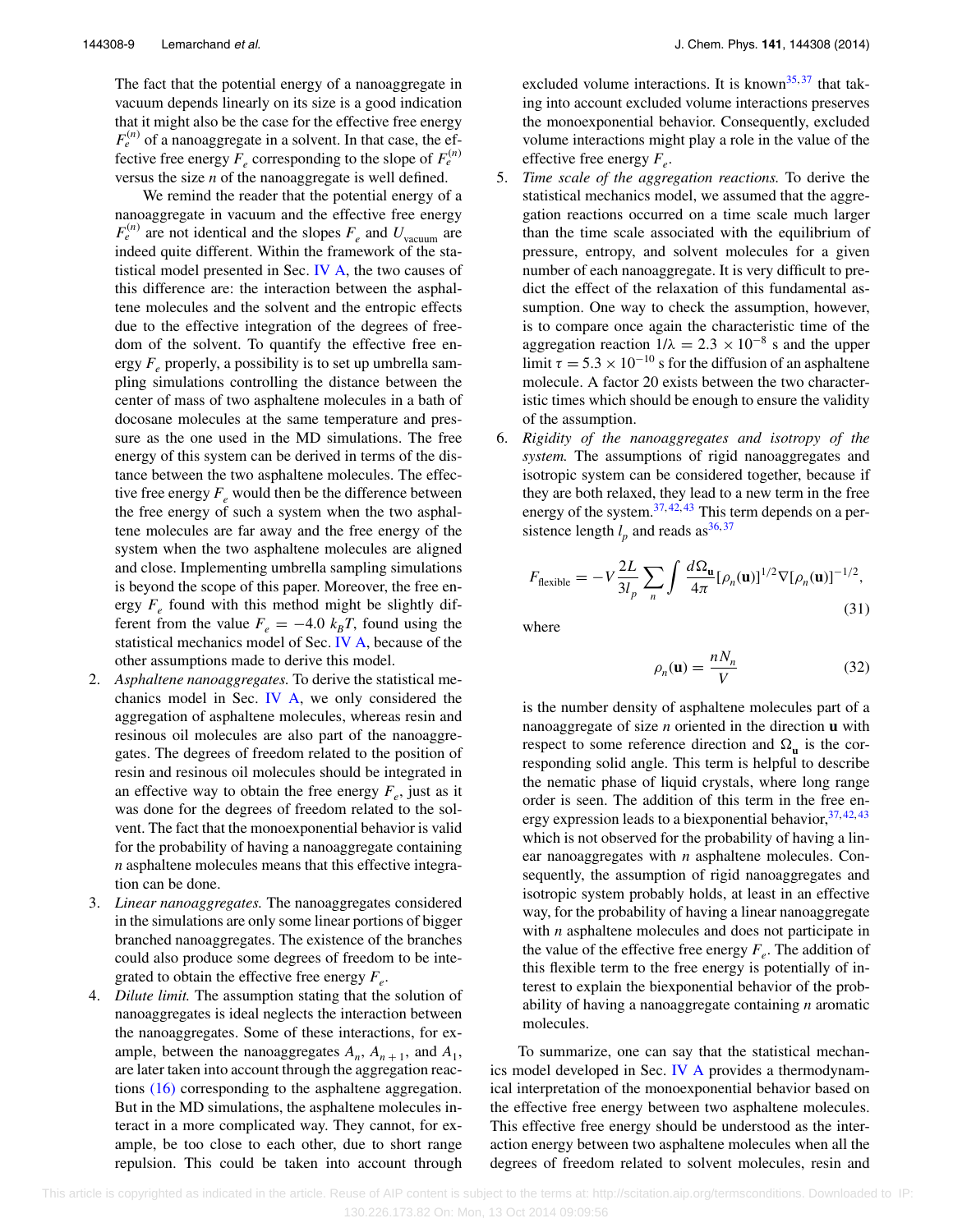The fact that the potential energy of a nanoaggregate in vacuum depends linearly on its size is a good indication that it might also be the case for the effective free energy $F_e^{(n)}$ of a nanoaggregate in a solvent. In that case, the effective free energy $F_e$ corresponding to the slope of $F_e^{(n)}$ versus the size $n$ of the nanoaggregate is well defined.

We remind the reader that the potential energy of a nanoaggregate in vacuum and the effective free energy $F_e^{(n)}$ are not identical and the slopes $F_e$ and $U_{\text{vacuum}}$ are indeed quite different. Within the framework of the statistical model presented in Sec. IV A, the two causes of this difference are: the interaction between the asphaltene molecules and the solvent and the entropic effects due to the effective integration of the degrees of freedom of the solvent. To quantify the effective free energy $F_e$ properly, a possibility is to set up umbrella sampling simulations controlling the distance between the center of mass of two asphaltene molecules in a bath of docosane molecules at the same temperature and pressure as the one used in the MD simulations. The free energy of this system can be derived in terms of the distance between the two asphaltene molecules. The effective free energy $F_e$ would then be the difference between the free energy of such a system when the two asphaltene molecules are far away and the free energy of the system when the two asphaltene molecules are aligned and close. Implementing umbrella sampling simulations is beyond the scope of this paper. Moreover, the free energy $F_e$ found with this method might be slightly different from the value $F_e = -4.0\ k_BT$, found using the statistical mechanics model of Sec. IV A, because of the other assumptions made to derive this model.

2. *Asphaltene nanoaggregates.* To derive the statistical mechanics model in Sec. IV A, we only considered the aggregation of asphaltene molecules, whereas resin and resinous oil molecules are also part of the nanoaggregates. The degrees of freedom related to the position of resin and resinous oil molecules should be integrated in an effective way to obtain the free energy $F_e$, just as it was done for the degrees of freedom related to the solvent. The fact that the monoexponential behavior is valid for the probability of having a nanoaggregate containing $n$ asphaltene molecules means that this effective integration can be done.
3. *Linear nanoaggregates.* The nanoaggregates considered in the simulations are only some linear portions of bigger branched nanoaggregates. The existence of the branches could also produce some degrees of freedom to be integrated to obtain the effective free energy $F_e$.
4. *Dilute limit.* The assumption stating that the solution of nanoaggregates is ideal neglects the interaction between the nanoaggregates. Some of these interactions, for example, between the nanoaggregates $A_n$, $A_{n+1}$, and $A_1$, are later taken into account through the aggregation reactions (16) corresponding to the asphaltene aggregation. But in the MD simulations, the asphaltene molecules interact in a more complicated way. They cannot, for example, be too close to each other, due to short range repulsion. This could be taken into account through excluded volume interactions. It is known[35,37] that taking into account excluded volume interactions preserves the monoexponential behavior. Consequently, excluded volume interactions might play a role in the value of the effective free energy $F_e$.
5. *Time scale of the aggregation reactions.* To derive the statistical mechanics model, we assumed that the aggregation reactions occurred on a time scale much larger than the time scale associated with the equilibrium of pressure, entropy, and solvent molecules for a given number of each nanoaggregate. It is very difficult to predict the effect of the relaxation of this fundamental assumption. One way to check the assumption, however, is to compare once again the characteristic time of the aggregation reaction $1/\lambda = 2.3 \times 10^{-8}$ s and the upper limit $\tau = 5.3 \times 10^{-10}$ s for the diffusion of an asphaltene molecule. A factor 20 exists between the two characteristic times which should be enough to ensure the validity of the assumption.
6. *Rigidity of the nanoaggregates and isotropy of the system.* The assumptions of rigid nanoaggregates and isotropic system can be considered together, because if they are both relaxed, they lead to a new term in the free energy of the system.[37,42,43] This term depends on a persistence length $l_p$ and reads as[36,37]

$$F_{\text{flexible}} = -V\frac{2L}{3l_p}\sum_n \int \frac{d\Omega_{\mathbf{u}}}{4\pi}[\rho_n(\mathbf{u})]^{1/2}\nabla[\rho_n(\mathbf{u})]^{-1/2}, \tag{31}$$

where

$$\rho_n(\mathbf{u}) = \frac{nN_n}{V} \tag{32}$$

is the number density of asphaltene molecules part of a nanoaggregate of size $n$ oriented in the direction $\mathbf{u}$ with respect to some reference direction and $\Omega_{\mathbf{u}}$ is the corresponding solid angle. This term is helpful to describe the nematic phase of liquid crystals, where long range order is seen. The addition of this term in the free energy expression leads to a biexponential behavior,[37,42,43] which is not observed for the probability of having a linear nanoaggregates with $n$ asphaltene molecules. Consequently, the assumption of rigid nanoaggregates and isotropic system probably holds, at least in an effective way, for the probability of having a linear nanoaggregate with $n$ asphaltene molecules and does not participate in the value of the effective free energy $F_e$. The addition of this flexible term to the free energy is potentially of interest to explain the biexponential behavior of the probability of having a nanoaggregate containing $n$ aromatic molecules.

To summarize, one can say that the statistical mechanics model developed in Sec. IV A provides a thermodynamical interpretation of the monoexponential behavior based on the effective free energy between two asphaltene molecules. This effective free energy should be understood as the interaction energy between two asphaltene molecules when all the degrees of freedom related to solvent molecules, resin and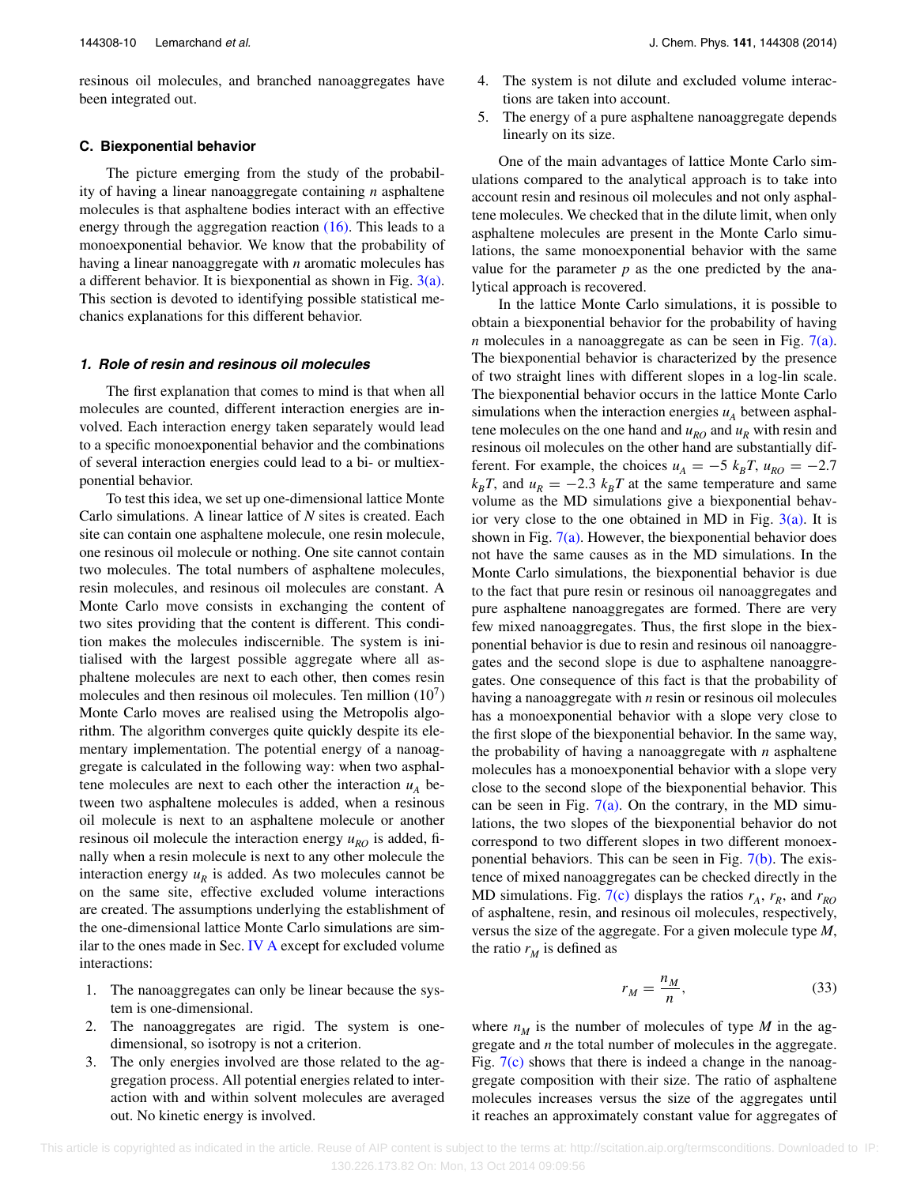resinous oil molecules, and branched nanoaggregates have been integrated out.

### C. Biexponential behavior

The picture emerging from the study of the probability of having a linear nanoaggregate containing $n$ asphaltene molecules is that asphaltene bodies interact with an effective energy through the aggregation reaction (16). This leads to a monoexponential behavior. We know that the probability of having a linear nanoaggregate with $n$ aromatic molecules has a different behavior. It is biexponential as shown in Fig. 3(a). This section is devoted to identifying possible statistical mechanics explanations for this different behavior.

#### 1. Role of resin and resinous oil molecules

The first explanation that comes to mind is that when all molecules are counted, different interaction energies are involved. Each interaction energy taken separately would lead to a specific monoexponential behavior and the combinations of several interaction energies could lead to a bi- or multiexponential behavior.

To test this idea, we set up one-dimensional lattice Monte Carlo simulations. A linear lattice of $N$ sites is created. Each site can contain one asphaltene molecule, one resin molecule, one resinous oil molecule or nothing. One site cannot contain two molecules. The total numbers of asphaltene molecules, resin molecules, and resinous oil molecules are constant. A Monte Carlo move consists in exchanging the content of two sites providing that the content is different. This condition makes the molecules indiscernible. The system is initialised with the largest possible aggregate where all asphaltene molecules are next to each other, then comes resin molecules and then resinous oil molecules. Ten million ($10^7$) Monte Carlo moves are realised using the Metropolis algorithm. The algorithm converges quite quickly despite its elementary implementation. The potential energy of a nanoaggregate is calculated in the following way: when two asphaltene molecules are next to each other the interaction $u_A$ between two asphaltene molecules is added, when a resinous oil molecule is next to an asphaltene molecule or another resinous oil molecule the interaction energy $u_{RO}$ is added, finally when a resin molecule is next to any other molecule the interaction energy $u_R$ is added. As two molecules cannot be on the same site, effective excluded volume interactions are created. The assumptions underlying the establishment of the one-dimensional lattice Monte Carlo simulations are similar to the ones made in Sec. IV A except for excluded volume interactions:

1. The nanoaggregates can only be linear because the system is one-dimensional.
2. The nanoaggregates are rigid. The system is one-dimensional, so isotropy is not a criterion.
3. The only energies involved are those related to the aggregation process. All potential energies related to interaction with and within solvent molecules are averaged out. No kinetic energy is involved.
4. The system is not dilute and excluded volume interactions are taken into account.
5. The energy of a pure asphaltene nanoaggregate depends linearly on its size.

One of the main advantages of lattice Monte Carlo simulations compared to the analytical approach is to take into account resin and resinous oil molecules and not only asphaltene molecules. We checked that in the dilute limit, when only asphaltene molecules are present in the Monte Carlo simulations, the same monoexponential behavior with the same value for the parameter $p$ as the one predicted by the analytical approach is recovered.

In the lattice Monte Carlo simulations, it is possible to obtain a biexponential behavior for the probability of having $n$ molecules in a nanoaggregate as can be seen in Fig. 7(a). The biexponential behavior is characterized by the presence of two straight lines with different slopes in a log-lin scale. The biexponential behavior occurs in the lattice Monte Carlo simulations when the interaction energies $u_A$ between asphaltene molecules on the one hand and $u_{RO}$ and $u_R$ with resin and resinous oil molecules on the other hand are substantially different. For example, the choices $u_A = -5\ k_BT$, $u_{RO} = -2.7\ k_BT$, and $u_R = -2.3\ k_BT$ at the same temperature and same volume as the MD simulations give a biexponential behavior very close to the one obtained in MD in Fig. 3(a). It is shown in Fig. 7(a). However, the biexponential behavior does not have the same causes as in the MD simulations. In the Monte Carlo simulations, the biexponential behavior is due to the fact that pure resin or resinous oil nanoaggregates and pure asphaltene nanoaggregates are formed. There are very few mixed nanoaggregates. Thus, the first slope in the biexponential behavior is due to resin and resinous oil nanoaggregates and the second slope is due to asphaltene nanoaggregates. One consequence of this fact is that the probability of having a nanoaggregate with $n$ resin or resinous oil molecules has a monoexponential behavior with a slope very close to the first slope of the biexponential behavior. In the same way, the probability of having a nanoaggregate with $n$ asphaltene molecules has a monoexponential behavior with a slope very close to the second slope of the biexponential behavior. This can be seen in Fig. 7(a). On the contrary, in the MD simulations, the two slopes of the biexponential behavior do not correspond to two different slopes in two different monoexponential behaviors. This can be seen in Fig. 7(b). The existence of mixed nanoaggregates can be checked directly in the MD simulations. Fig. 7(c) displays the ratios $r_A$, $r_R$, and $r_{RO}$ of asphaltene, resin, and resinous oil molecules, respectively, versus the size of the aggregate. For a given molecule type $M$, the ratio $r_M$ is defined as

$$r_M = \frac{n_M}{n}, \tag{33}$$

where $n_M$ is the number of molecules of type $M$ in the aggregate and $n$ the total number of molecules in the aggregate. Fig. 7(c) shows that there is indeed a change in the nanoaggregate composition with their size. The ratio of asphaltene molecules increases versus the size of the aggregates until it reaches an approximately constant value for aggregates of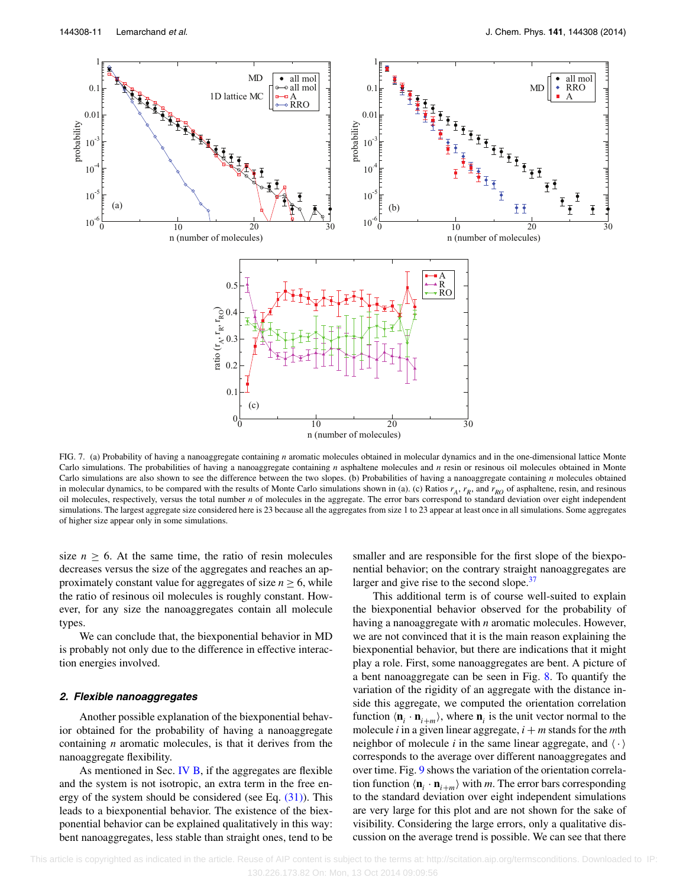FIG. 7. (a) Probability of having a nanoaggregate containing $n$ aromatic molecules obtained in molecular dynamics and in the one-dimensional lattice Monte Carlo simulations. The probabilities of having a nanoaggregate containing $n$ asphaltene molecules and $n$ resin or resinous oil molecules obtained in Monte Carlo simulations are also shown to see the difference between the two slopes. (b) Probabilities of having a nanoaggregate containing $n$ molecules obtained in molecular dynamics, to be compared with the results of Monte Carlo simulations shown in (a). (c) Ratios $r_A$, $r_R$, and $r_{RO}$ of asphaltene, resin, and resinous oil molecules, respectively, versus the total number $n$ of molecules in the aggregate. The error bars correspond to standard deviation over eight independent simulations. The largest aggregate size considered here is 23 because all the aggregates from size 1 to 23 appear at least once in all simulations. Some aggregates of higher size appear only in some simulations.

size $n \geq 6$. At the same time, the ratio of resin molecules decreases versus the size of the aggregates and reaches an approximately constant value for aggregates of size $n \geq 6$, while the ratio of resinous oil molecules is roughly constant. However, for any size the nanoaggregates contain all molecule types.

We can conclude that, the biexponential behavior in MD is probably not only due to the difference in effective interaction energies involved.

### 2. Flexible nanoaggregates

Another possible explanation of the biexponential behavior obtained for the probability of having a nanoaggregate containing $n$ aromatic molecules, is that it derives from the nanoaggregate flexibility.

As mentioned in Sec. IV B, if the aggregates are flexible and the system is not isotropic, an extra term in the free energy of the system should be considered (see Eq. (31)). This leads to a biexponential behavior. The existence of the biexponential behavior can be explained qualitatively in this way: bent nanoaggregates, less stable than straight ones, tend to be smaller and are responsible for the first slope of the biexponential behavior; on the contrary straight nanoaggregates are larger and give rise to the second slope.[37]

This additional term is of course well-suited to explain the biexponential behavior observed for the probability of having a nanoaggregate with $n$ aromatic molecules. However, we are not convinced that it is the main reason explaining the biexponential behavior, but there are indications that it might play a role. First, some nanoaggregates are bent. A picture of a bent nanoaggregate can be seen in Fig. 8. To quantify the variation of the rigidity of an aggregate with the distance inside this aggregate, we computed the orientation correlation function $\langle \mathbf{n}_i \cdot \mathbf{n}_{i+m} \rangle$, where $\mathbf{n}_i$ is the unit vector normal to the molecule $i$ in a given linear aggregate, $i+m$ stands for the $m$th neighbor of molecule $i$ in the same linear aggregate, and $\langle \cdot \rangle$ corresponds to the average over different nanoaggregates and over time. Fig. 9 shows the variation of the orientation correlation function $\langle \mathbf{n}_i \cdot \mathbf{n}_{i+m} \rangle$ with $m$. The error bars corresponding to the standard deviation over eight independent simulations are very large for this plot and are not shown for the sake of visibility. Considering the large errors, only a qualitative discussion on the average trend is possible. We can see that there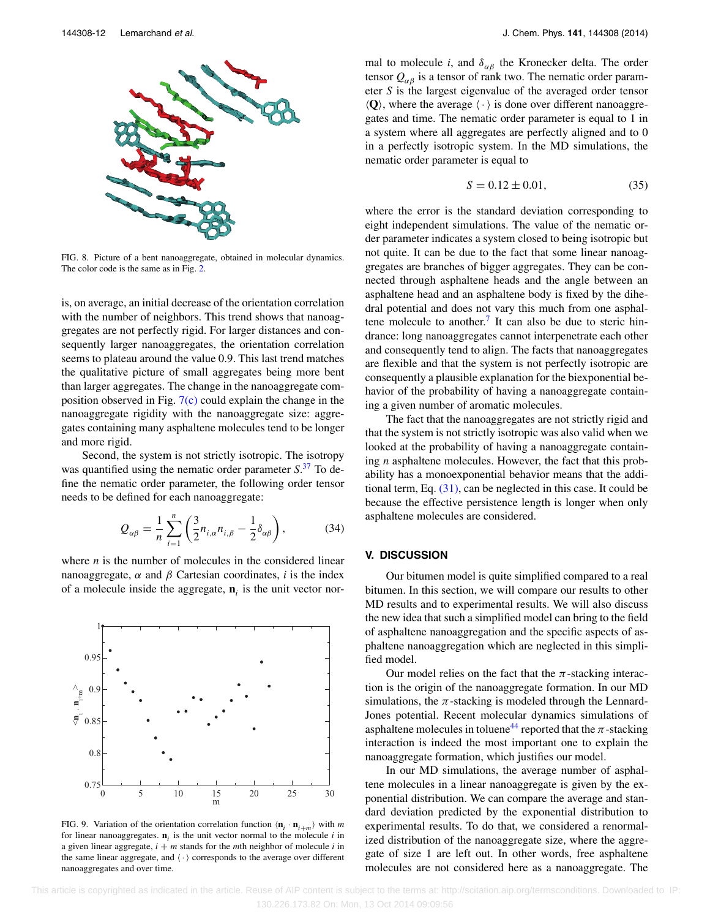FIG. 8. Picture of a bent nanoaggregate, obtained in molecular dynamics. The color code is the same as in Fig. 2.

is, on average, an initial decrease of the orientation correlation with the number of neighbors. This trend shows that nanoaggregates are not perfectly rigid. For larger distances and consequently larger nanoaggregates, the orientation correlation seems to plateau around the value 0.9. This last trend matches the qualitative picture of small aggregates being more bent than larger aggregates. The change in the nanoaggregate composition observed in Fig. 7(c) could explain the change in the nanoaggregate rigidity with the nanoaggregate size: aggregates containing many asphaltene molecules tend to be longer and more rigid.

Second, the system is not strictly isotropic. The isotropy was quantified using the nematic order parameter $S$.[37] To define the nematic order parameter, the following order tensor needs to be defined for each nanoaggregate:

$$Q_{\alpha\beta} = \frac{1}{n}\sum_{i=1}^{n}\left(\frac{3}{2}n_{i,\alpha}n_{i,\beta} - \frac{1}{2}\delta_{\alpha\beta}\right), \tag{34}$$

where $n$ is the number of molecules in the considered linear nanoaggregate, $\alpha$ and $\beta$ Cartesian coordinates, $i$ is the index of a molecule inside the aggregate, $\mathbf{n}_i$ is the unit vector normal to molecule $i$, and $\delta_{\alpha\beta}$ the Kronecker delta. The order tensor $Q_{\alpha\beta}$ is a tensor of rank two. The nematic order parameter $S$ is the largest eigenvalue of the averaged order tensor $\langle \mathbf{Q} \rangle$, where the average $\langle \cdot \rangle$ is done over different nanoaggregates and time. The nematic order parameter is equal to 1 in a system where all aggregates are perfectly aligned and to 0 in a perfectly isotropic system. In the MD simulations, the nematic order parameter is equal to

$$S = 0.12 \pm 0.01, \tag{35}$$

where the error is the standard deviation corresponding to eight independent simulations. The value of the nematic order parameter indicates a system closed to being isotropic but not quite. It can be due to the fact that some linear nanoaggregates are branches of bigger aggregates. They can be connected through asphaltene heads and the angle between an asphaltene head and an asphaltene body is fixed by the dihedral potential and does not vary this much from one asphaltene molecule to another.[7] It can also be due to steric hindrance: long nanoaggregates cannot interpenetrate each other and consequently tend to align. The facts that nanoaggregates are flexible and that the system is not perfectly isotropic are consequently a plausible explanation for the biexponential behavior of the probability of having a nanoaggregate containing a given number of aromatic molecules.

The fact that the nanoaggregates are not strictly rigid and that the system is not strictly isotropic was also valid when we looked at the probability of having a nanoaggregate containing $n$ asphaltene molecules. However, the fact that this probability has a monoexponential behavior means that the additional term, Eq. (31), can be neglected in this case. It could be because the effective persistence length is longer when only asphaltene molecules are considered.

FIG. 9. Variation of the orientation correlation function $\langle \mathbf{n}_i \cdot \mathbf{n}_{i+m} \rangle$ with $m$ for linear nanoaggregates. $\mathbf{n}_i$ is the unit vector normal to the molecule $i$ in a given linear aggregate, $i + m$ stands for the $m$th neighbor of molecule $i$ in the same linear aggregate, and $\langle \cdot \rangle$ corresponds to the average over different nanoaggregates and over time.

## V. DISCUSSION

Our bitumen model is quite simplified compared to a real bitumen. In this section, we will compare our results to other MD results and to experimental results. We will also discuss the new idea that such a simplified model can bring to the field of asphaltene nanoaggregation and the specific aspects of asphaltene nanoaggregation which are neglected in this simplified model.

Our model relies on the fact that the $\pi$-stacking interaction is the origin of the nanoaggregate formation. In our MD simulations, the $\pi$-stacking is modeled through the Lennard-Jones potential. Recent molecular dynamics simulations of asphaltene molecules in toluene[44] reported that the $\pi$-stacking interaction is indeed the most important one to explain the nanoaggregate formation, which justifies our model.

In our MD simulations, the average number of asphaltene molecules in a linear nanoaggregate is given by the exponential distribution. We can compare the average and standard deviation predicted by the exponential distribution to experimental results. To do that, we considered a renormalized distribution of the nanoaggregate size, where the aggregate of size 1 are left out. In other words, free asphaltene molecules are not considered here as a nanoaggregate. The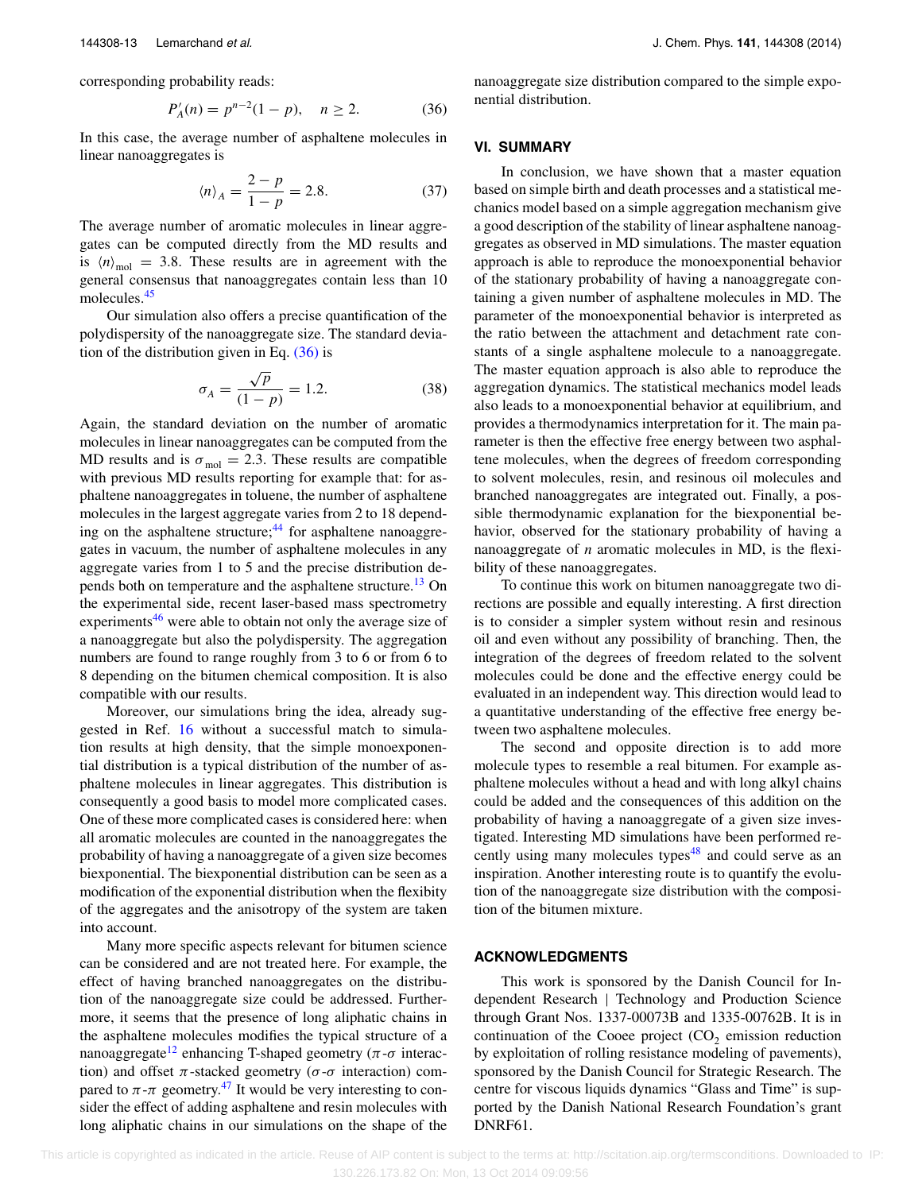corresponding probability reads:

$$P'_A(n) = p^{n-2}(1-p), \quad n \geq 2. \tag{36}$$

In this case, the average number of asphaltene molecules in linear nanoaggregates is

$$\langle n \rangle_A = \frac{2-p}{1-p} = 2.8. \tag{37}$$

The average number of aromatic molecules in linear aggregates can be computed directly from the MD results and is $\langle n \rangle_{\text{mol}} = 3.8$. These results are in agreement with the general consensus that nanoaggregates contain less than 10 molecules.[45]

Our simulation also offers a precise quantification of the polydispersity of the nanoaggregate size. The standard deviation of the distribution given in Eq. (36) is

$$\sigma_A = \frac{\sqrt{p}}{(1-p)} = 1.2. \tag{38}$$

Again, the standard deviation on the number of aromatic molecules in linear nanoaggregates can be computed from the MD results and is $\sigma_{\text{mol}} = 2.3$. These results are compatible with previous MD results reporting for example that: for asphaltene nanoaggregates in toluene, the number of asphaltene molecules in the largest aggregate varies from 2 to 18 depending on the asphaltene structure;[44] for asphaltene nanoaggregates in vacuum, the number of asphaltene molecules in any aggregate varies from 1 to 5 and the precise distribution depends both on temperature and the asphaltene structure.[13] On the experimental side, recent laser-based mass spectrometry experiments[46] were able to obtain not only the average size of a nanoaggregate but also the polydispersity. The aggregation numbers are found to range roughly from 3 to 6 or from 6 to 8 depending on the bitumen chemical composition. It is also compatible with our results.

Moreover, our simulations bring the idea, already suggested in Ref. 16 without a successful match to simulation results at high density, that the simple monoexponential distribution is a typical distribution of the number of asphaltene molecules in linear aggregates. This distribution is consequently a good basis to model more complicated cases. One of these more complicated cases is considered here: when all aromatic molecules are counted in the nanoaggregates the probability of having a nanoaggregate of a given size becomes biexponential. The biexponential distribution can be seen as a modification of the exponential distribution when the flexibity of the aggregates and the anisotropy of the system are taken into account.

Many more specific aspects relevant for bitumen science can be considered and are not treated here. For example, the effect of having branched nanoaggregates on the distribution of the nanoaggregate size could be addressed. Furthermore, it seems that the presence of long aliphatic chains in the asphaltene molecules modifies the typical structure of a nanoaggregate[12] enhancing T-shaped geometry ($\pi$-$\sigma$ interaction) and offset $\pi$-stacked geometry ($\sigma$-$\sigma$ interaction) compared to $\pi$-$\pi$ geometry.[47] It would be very interesting to consider the effect of adding asphaltene and resin molecules with long aliphatic chains in our simulations on the shape of the nanoaggregate size distribution compared to the simple exponential distribution.

## VI. SUMMARY

In conclusion, we have shown that a master equation based on simple birth and death processes and a statistical mechanics model based on a simple aggregation mechanism give a good description of the stability of linear asphaltene nanoaggregates as observed in MD simulations. The master equation approach is able to reproduce the monoexponential behavior of the stationary probability of having a nanoaggregate containing a given number of asphaltene molecules in MD. The parameter of the monoexponential behavior is interpreted as the ratio between the attachment and detachment rate constants of a single asphaltene molecule to a nanoaggregate. The master equation approach is also able to reproduce the aggregation dynamics. The statistical mechanics model leads also leads to a monoexponential behavior at equilibrium, and provides a thermodynamics interpretation for it. The main parameter is then the effective free energy between two asphaltene molecules, when the degrees of freedom corresponding to solvent molecules, resin, and resinous oil molecules and branched nanoaggregates are integrated out. Finally, a possible thermodynamic explanation for the biexponential behavior, observed for the stationary probability of having a nanoaggregate of $n$ aromatic molecules in MD, is the flexibility of these nanoaggregates.

To continue this work on bitumen nanoaggregate two directions are possible and equally interesting. A first direction is to consider a simpler system without resin and resinous oil and even without any possibility of branching. Then, the integration of the degrees of freedom related to the solvent molecules could be done and the effective energy could be evaluated in an independent way. This direction would lead to a quantitative understanding of the effective free energy between two asphaltene molecules.

The second and opposite direction is to add more molecule types to resemble a real bitumen. For example asphaltene molecules without a head and with long alkyl chains could be added and the consequences of this addition on the probability of having a nanoaggregate of a given size investigated. Interesting MD simulations have been performed recently using many molecules types[48] and could serve as an inspiration. Another interesting route is to quantify the evolution of the nanoaggregate size distribution with the composition of the bitumen mixture.

## ACKNOWLEDGMENTS

This work is sponsored by the Danish Council for Independent Research | Technology and Production Science through Grant Nos. 1337-00073B and 1335-00762B. It is in continuation of the Cooee project ($CO_2$ emission reduction by exploitation of rolling resistance modeling of pavements), sponsored by the Danish Council for Strategic Research. The centre for viscous liquids dynamics "Glass and Time" is supported by the Danish National Research Foundation's grant DNRF61.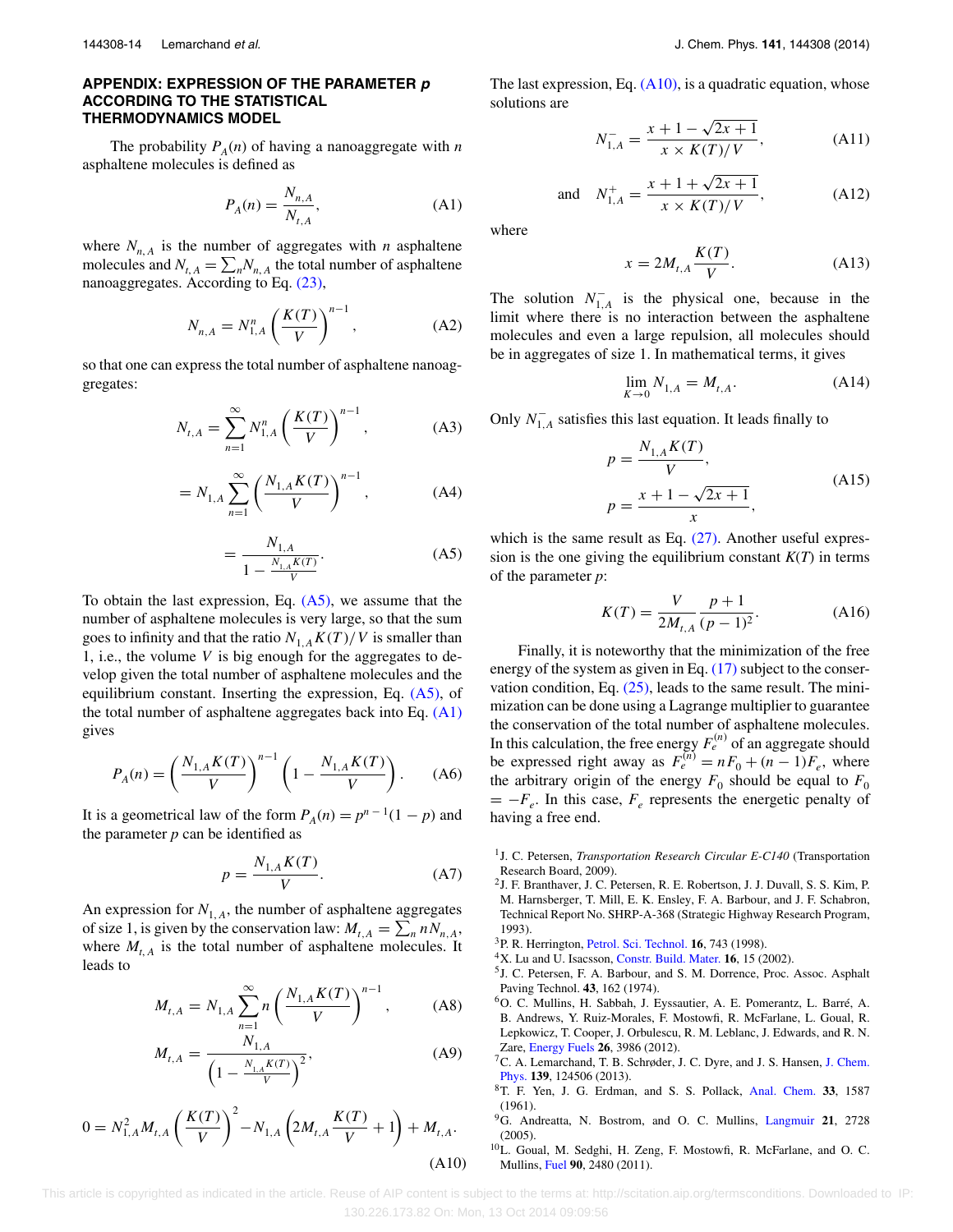## APPENDIX: EXPRESSION OF THE PARAMETER *p* ACCORDING TO THE STATISTICAL THERMODYNAMICS MODEL

The probability $P_A(n)$ of having a nanoaggregate with $n$ asphaltene molecules is defined as

$$P_A(n) = \frac{N_{n,A}}{N_{t,A}}, \tag{A1}$$

where $N_{n,A}$ is the number of aggregates with $n$ asphaltene molecules and $N_{t,A} = \sum_n N_{n,A}$ the total number of asphaltene nanoaggregates. According to Eq. (23),

$$N_{n,A} = N_{1,A}^n \left(\frac{K(T)}{V}\right)^{n-1}, \tag{A2}$$

so that one can express the total number of asphaltene nanoaggregates:

$$N_{t,A} = \sum_{n=1}^{\infty} N_{1,A}^n \left(\frac{K(T)}{V}\right)^{n-1}, \tag{A3}$$

$$= N_{1,A} \sum_{n=1}^{\infty} \left(\frac{N_{1,A}K(T)}{V}\right)^{n-1}, \tag{A4}$$

$$= \frac{N_{1,A}}{1 - \frac{N_{1,A}K(T)}{V}}. \tag{A5}$$

To obtain the last expression, Eq. (A5), we assume that the number of asphaltene molecules is very large, so that the sum goes to infinity and that the ratio $N_{1,A}K(T)/V$ is smaller than 1, i.e., the volume $V$ is big enough for the aggregates to develop given the total number of asphaltene molecules and the equilibrium constant. Inserting the expression, Eq. (A5), of the total number of asphaltene aggregates back into Eq. (A1) gives

$$P_A(n) = \left(\frac{N_{1,A}K(T)}{V}\right)^{n-1} \left(1 - \frac{N_{1,A}K(T)}{V}\right). \tag{A6}$$

It is a geometrical law of the form $P_A(n) = p^{n-1}(1-p)$ and the parameter $p$ can be identified as

$$p = \frac{N_{1,A}K(T)}{V}. \tag{A7}$$

An expression for $N_{1,A}$, the number of asphaltene aggregates of size 1, is given by the conservation law: $M_{t,A} = \sum_n nN_{n,A}$, where $M_{t,A}$ is the total number of asphaltene molecules. It leads to

$$M_{t,A} = N_{1,A} \sum_{n=1}^{\infty} n \left(\frac{N_{1,A}K(T)}{V}\right)^{n-1}, \tag{A8}$$

$$M_{t,A} = \frac{N_{1,A}}{\left(1 - \frac{N_{1,A}K(T)}{V}\right)^2}, \tag{A9}$$

$$0 = N_{1,A}^2 M_{t,A} \left(\frac{K(T)}{V}\right)^2 - N_{1,A}\left(2M_{t,A}\frac{K(T)}{V} + 1\right) + M_{t,A}. \tag{A10}$$

The last expression, Eq. (A10), is a quadratic equation, whose solutions are

$$N_{1,A}^{-} = \frac{x + 1 - \sqrt{2x+1}}{x \times K(T)/V}, \tag{A11}$$

$$\text{and} \quad N_{1,A}^{+} = \frac{x + 1 + \sqrt{2x+1}}{x \times K(T)/V}, \tag{A12}$$

where

$$x = 2M_{t,A}\frac{K(T)}{V}. \tag{A13}$$

The solution $N_{1,A}^{-}$ is the physical one, because in the limit where there is no interaction between the asphaltene molecules and even a large repulsion, all molecules should be in aggregates of size 1. In mathematical terms, it gives

$$\lim_{K \to 0} N_{1,A} = M_{t,A}. \tag{A14}$$

Only $N_{1,A}^{-}$ satisfies this last equation. It leads finally to

$$p = \frac{N_{1,A}K(T)}{V}, \qquad p = \frac{x + 1 - \sqrt{2x+1}}{x}, \tag{A15}$$

which is the same result as Eq. (27). Another useful expression is the one giving the equilibrium constant $K(T)$ in terms of the parameter $p$:

$$K(T) = \frac{V}{2M_{t,A}} \frac{p+1}{(p-1)^2}. \tag{A16}$$

Finally, it is noteworthy that the minimization of the free energy of the system as given in Eq. (17) subject to the conservation condition, Eq. (25), leads to the same result. The minimization can be done using a Lagrange multiplier to guarantee the conservation of the total number of asphaltene molecules. In this calculation, the free energy $F_e^{(n)}$ of an aggregate should be expressed right away as $F_e^{(n)} = nF_0 + (n-1)F_e$, where the arbitrary origin of the energy $F_0$ should be equal to $F_0 = -F_e$. In this case, $F_e$ represents the energetic penalty of having a free end.

[1] J. C. Petersen, *Transportation Research Circular E-C140* (Transportation Research Board, 2009).

[2] J. F. Branthaver, J. C. Petersen, R. E. Robertson, J. J. Duvall, S. S. Kim, P. M. Harnsberger, T. Mill, E. K. Ensley, F. A. Barbour, and J. F. Schabron, Technical Report No. SHRP-A-368 (Strategic Highway Research Program, 1993).

[3] P. R. Herrington, Petrol. Sci. Technol. **16**, 743 (1998).

[4] X. Lu and U. Isacsson, Constr. Build. Mater. **16**, 15 (2002).

[5] J. C. Petersen, F. A. Barbour, and S. M. Dorrence, Proc. Assoc. Asphalt Paving Technol. **43**, 162 (1974).

[6] O. C. Mullins, H. Sabbah, J. Eyssautier, A. E. Pomerantz, L. Barré, A. B. Andrews, Y. Ruiz-Morales, F. Mostowfi, R. McFarlane, L. Goual, R. Lepkowicz, T. Cooper, J. Orbulescu, R. M. Leblanc, J. Edwards, and R. N. Zare, Energy Fuels **26**, 3986 (2012).

[7] C. A. Lemarchand, T. B. Schrøder, J. C. Dyre, and J. S. Hansen, J. Chem. Phys. **139**, 124506 (2013).

[8] T. F. Yen, J. G. Erdman, and S. S. Pollack, Anal. Chem. **33**, 1587 (1961).

[9] G. Andreatta, N. Bostrom, and O. C. Mullins, Langmuir **21**, 2728 (2005).

[10] L. Goual, M. Sedghi, H. Zeng, F. Mostowfi, R. McFarlane, and O. C. Mullins, Fuel **90**, 2480 (2011).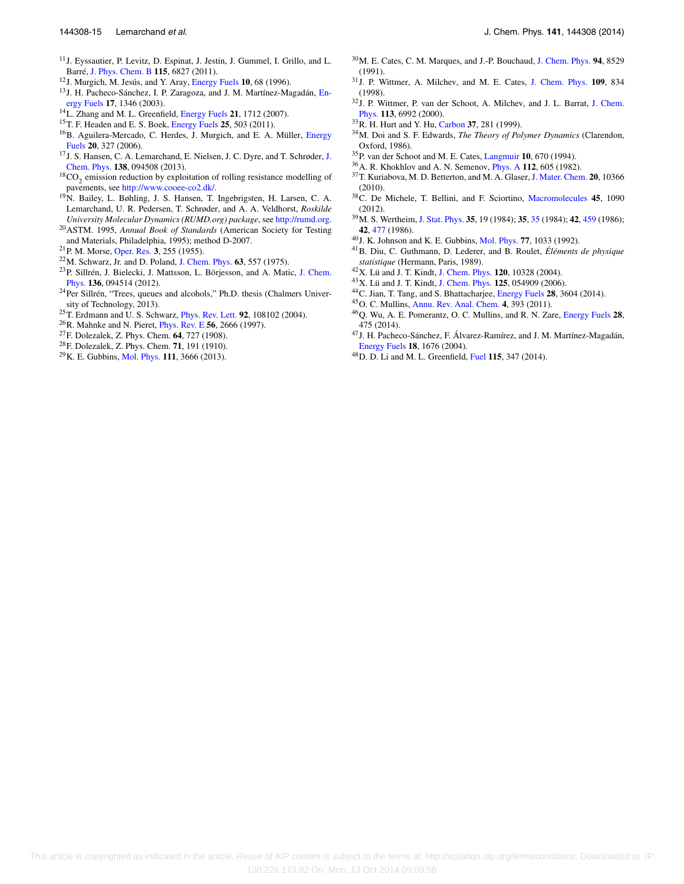[11] J. Eyssautier, P. Levitz, D. Espinat, J. Jestin, J. Gummel, I. Grillo, and L. Barré, J. Phys. Chem. B **115**, 6827 (2011).

[12] J. Murgich, M. Jesús, and Y. Aray, Energy Fuels **10**, 68 (1996).

[13] J. H. Pacheco-Sánchez, I. P. Zaragoza, and J. M. Martínez-Magadán, Energy Fuels **17**, 1346 (2003).

[14] L. Zhang and M. L. Greenfield, Energy Fuels **21**, 1712 (2007).

[15] T. F. Headen and E. S. Boek, Energy Fuels **25**, 503 (2011).

[16] B. Aguilera-Mercado, C. Herdes, J. Murgich, and E. A. Müller, Energy Fuels **20**, 327 (2006).

[17] J. S. Hansen, C. A. Lemarchand, E. Nielsen, J. C. Dyre, and T. Schrøder, J. Chem. Phys. **138**, 094508 (2013).

[18] $CO_2$ emission reduction by exploitation of rolling resistance modelling of pavements, see http://www.cooee-co2.dk/.

[19] N. Bailey, L. Bøhling, J. S. Hansen, T. Ingebrigsten, H. Larsen, C. A. Lemarchand, U. R. Pedersen, T. Schrøder, and A. A. Veldhorst, *Roskilde University Molecular Dynamics (RUMD.org) package*, see http://rumd.org.

[20] ASTM. 1995, *Annual Book of Standards* (American Society for Testing and Materials, Philadelphia, 1995); method D-2007.

[21] P. M. Morse, Oper. Res. **3**, 255 (1955).

[22] M. Schwarz, Jr. and D. Poland, J. Chem. Phys. **63**, 557 (1975).

[23] P. Sillrén, J. Bielecki, J. Mattsson, L. Börjesson, and A. Matic, J. Chem. Phys. **136**, 094514 (2012).

[24] Per Sillrén, "Trees, queues and alcohols," Ph.D. thesis (Chalmers University of Technology, 2013).

[25] T. Erdmann and U. S. Schwarz, Phys. Rev. Lett. **92**, 108102 (2004).

[26] R. Mahnke and N. Pieret, Phys. Rev. E **56**, 2666 (1997).

[27] F. Dolezalek, Z. Phys. Chem. **64**, 727 (1908).

[28] F. Dolezalek, Z. Phys. Chem. **71**, 191 (1910).

[29] K. E. Gubbins, Mol. Phys. **111**, 3666 (2013).

[30] M. E. Cates, C. M. Marques, and J.-P. Bouchaud, J. Chem. Phys. **94**, 8529 (1991).

[31] J. P. Wittmer, A. Milchev, and M. E. Cates, J. Chem. Phys. **109**, 834 (1998).

[32] J. P. Wittmer, P. van der Schoot, A. Milchev, and J. L. Barrat, J. Chem. Phys. **113**, 6992 (2000).

[33] R. H. Hurt and Y. Hu, Carbon **37**, 281 (1999).

[34] M. Doi and S. F. Edwards, *The Theory of Polymer Dynamics* (Clarendon, Oxford, 1986).

[35] P. van der Schoot and M. E. Cates, Langmuir **10**, 670 (1994).

[36] A. R. Khokhlov and A. N. Semenov, Phys. A **112**, 605 (1982).

[37] T. Kuriabova, M. D. Betterton, and M. A. Glaser, J. Mater. Chem. **20**, 10366 (2010).

[38] C. De Michele, T. Bellini, and F. Sciortino, Macromolecules **45**, 1090 (2012).

[39] M. S. Wertheim, J. Stat. Phys. **35**, 19 (1984); **35**, 35 (1984); **42**, 459 (1986); **42**, 477 (1986).

[40] J. K. Johnson and K. E. Gubbins, Mol. Phys. **77**, 1033 (1992).

[41] B. Diu, C. Guthmann, D. Lederer, and B. Roulet, *Éléments de physique statistique* (Hermann, Paris, 1989).

[42] X. Lü and J. T. Kindt, J. Chem. Phys. **120**, 10328 (2004).

[43] X. Lü and J. T. Kindt, J. Chem. Phys. **125**, 054909 (2006).

[44] C. Jian, T. Tang, and S. Bhattacharjee, Energy Fuels **28**, 3604 (2014).

[45] O. C. Mullins, Annu. Rev. Anal. Chem. **4**, 393 (2011).

[46] Q. Wu, A. E. Pomerantz, O. C. Mullins, and R. N. Zare, Energy Fuels **28**, 475 (2014).

[47] J. H. Pacheco-Sánchez, F. Álvarez-Ramírez, and J. M. Martínez-Magadán, Energy Fuels **18**, 1676 (2004).

[48] D. D. Li and M. L. Greenfield, Fuel **115**, 347 (2014).